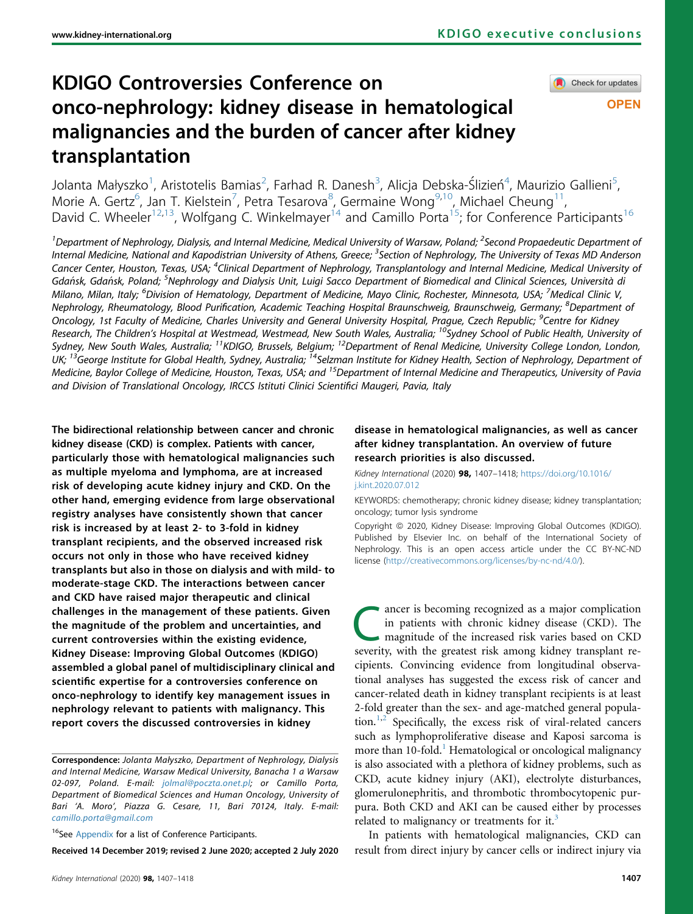KDIGO executive conclusions

# KDIGO Controversies Conference on onco-nephrology: kidney disease in hematological malignancies and the burden of cancer after kidney transplantation

Jolanta Małyszko[1], Aristotelis Bamias[2], Farhad R. Danesh[3], Alicja Debska-Ślizień[4], Maurizio Gallieni[5], Morie A. Gertz[6], Jan T. Kielstein[7], Petra Tesarova[8], Germaine Wong[9,10], Michael Cheung[11], David C. Wheeler[12,13], Wolfgang C. Winkelmayer[14] and Camillo Porta[15]; for Conference Participants[16]

[1]Department of Nephrology, Dialysis, and Internal Medicine, Medical University of Warsaw, Poland; [2]Second Propaedeutic Department of Internal Medicine, National and Kapodistrian University of Athens, Greece; [3]Section of Nephrology, The University of Texas MD Anderson Cancer Center, Houston, Texas, USA; [4]Clinical Department of Nephrology, Transplantology and Internal Medicine, Medical University of Gdańsk, Gdańsk, Poland; [5]Nephrology and Dialysis Unit, Luigi Sacco Department of Biomedical and Clinical Sciences, Università di Milano, Milan, Italy; [6]Division of Hematology, Department of Medicine, Mayo Clinic, Rochester, Minnesota, USA; [7]Medical Clinic V, Nephrology, Rheumatology, Blood Purification, Academic Teaching Hospital Braunschweig, Braunschweig, Germany; [8]Department of Oncology, 1st Faculty of Medicine, Charles University and General University Hospital, Prague, Czech Republic; [9]Centre for Kidney Research, The Children's Hospital at Westmead, Westmead, New South Wales, Australia; [10]Sydney School of Public Health, University of Sydney, New South Wales, Australia; [11]KDIGO, Brussels, Belgium; [12]Department of Renal Medicine, University College London, London, UK; [13]George Institute for Global Health, Sydney, Australia; [14]Selzman Institute for Kidney Health, Section of Nephrology, Department of Medicine, Baylor College of Medicine, Houston, Texas, USA; and [15]Department of Internal Medicine and Therapeutics, University of Pavia and Division of Translational Oncology, IRCCS Istituti Clinici Scientifici Maugeri, Pavia, Italy

**The bidirectional relationship between cancer and chronic kidney disease (CKD) is complex. Patients with cancer, particularly those with hematological malignancies such as multiple myeloma and lymphoma, are at increased risk of developing acute kidney injury and CKD. On the other hand, emerging evidence from large observational registry analyses have consistently shown that cancer risk is increased by at least 2- to 3-fold in kidney transplant recipients, and the observed increased risk occurs not only in those who have received kidney transplants but also in those on dialysis and with mild- to moderate-stage CKD. The interactions between cancer and CKD have raised major therapeutic and clinical challenges in the management of these patients. Given the magnitude of the problem and uncertainties, and current controversies within the existing evidence, Kidney Disease: Improving Global Outcomes (KDIGO) assembled a global panel of multidisciplinary clinical and scientific expertise for a controversies conference on onco-nephrology to identify key management issues in nephrology relevant to patients with malignancy. This report covers the discussed controversies in kidney disease in hematological malignancies, as well as cancer after kidney transplantation. An overview of future research priorities is also discussed.**

*Kidney International* (2020) **98,** 1407–1418; https://doi.org/10.1016/j.kint.2020.07.012

KEYWORDS: chemotherapy; chronic kidney disease; kidney transplantation; oncology; tumor lysis syndrome

Copyright © 2020, Kidney Disease: Improving Global Outcomes (KDIGO). Published by Elsevier Inc. on behalf of the International Society of Nephrology. This is an open access article under the CC BY-NC-ND license (http://creativecommons.org/licenses/by-nc-nd/4.0/).

**Correspondence:** *Jolanta Małyszko, Department of Nephrology, Dialysis and Internal Medicine, Warsaw Medical University, Banacha 1 a Warsaw 02-097, Poland. E-mail: jolmal@poczta.onet.pl; or Camillo Porta, Department of Biomedical Sciences and Human Oncology, University of Bari 'A. Moro', Piazza G. Cesare, 11, Bari 70124, Italy. E-mail: camillo.porta@gmail.com*

[16]See Appendix for a list of Conference Participants.

Received 14 December 2019; revised 2 June 2020; accepted 2 July 2020

Cancer is becoming recognized as a major complication in patients with chronic kidney disease (CKD). The magnitude of the increased risk varies based on CKD severity, with the greatest risk among kidney transplant recipients. Convincing evidence from longitudinal observational analyses has suggested the excess risk of cancer and cancer-related death in kidney transplant recipients is at least 2-fold greater than the sex- and age-matched general population.[1,2] Specifically, the excess risk of viral-related cancers such as lymphoproliferative disease and Kaposi sarcoma is more than 10-fold.[1] Hematological or oncological malignancy is also associated with a plethora of kidney problems, such as CKD, acute kidney injury (AKI), electrolyte disturbances, glomerulonephritis, and thrombotic thrombocytopenic purpura. Both CKD and AKI can be caused either by processes related to malignancy or treatments for it.[3]

In patients with hematological malignancies, CKD can result from direct injury by cancer cells or indirect injury via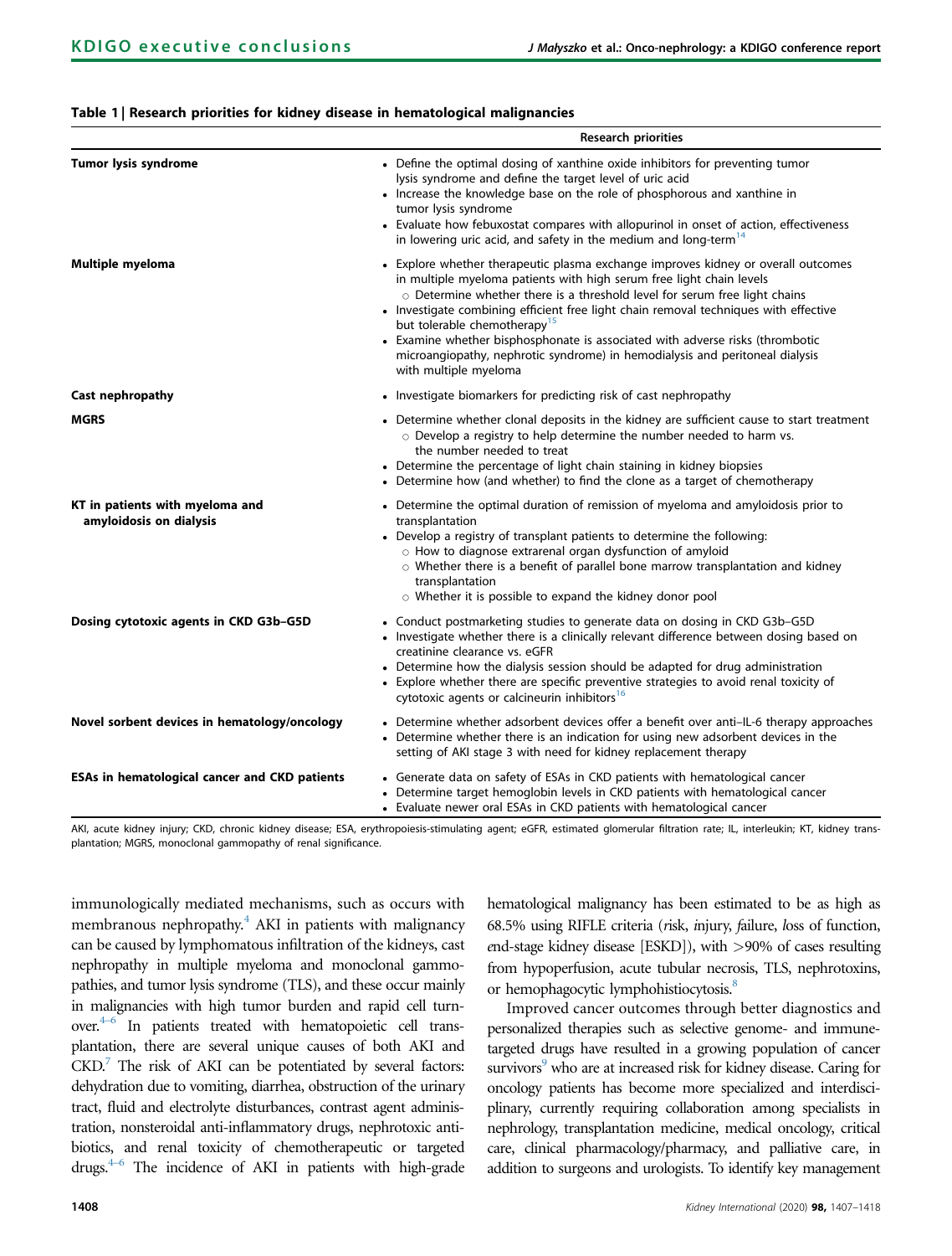**Table 1 | Research priorities for kidney disease in hematological malignancies**

| | Research priorities |
|---|---|
| **Tumor lysis syndrome** | • Define the optimal dosing of xanthine oxide inhibitors for preventing tumor lysis syndrome and define the target level of uric acid<br>• Increase the knowledge base on the role of phosphorous and xanthine in tumor lysis syndrome<br>• Evaluate how febuxostat compares with allopurinol in onset of action, effectiveness in lowering uric acid, and safety in the medium and long-term[14] |
| **Multiple myeloma** | • Explore whether therapeutic plasma exchange improves kidney or overall outcomes in multiple myeloma patients with high serum free light chain levels<br>○ Determine whether there is a threshold level for serum free light chains<br>• Investigate combining efficient free light chain removal techniques with effective but tolerable chemotherapy[15]<br>• Examine whether bisphosphonate is associated with adverse risks (thrombotic microangiopathy, nephrotic syndrome) in hemodialysis and peritoneal dialysis with multiple myeloma |
| **Cast nephropathy** | • Investigate biomarkers for predicting risk of cast nephropathy |
| **MGRS** | • Determine whether clonal deposits in the kidney are sufficient cause to start treatment<br>○ Develop a registry to help determine the number needed to harm vs. the number needed to treat<br>• Determine the percentage of light chain staining in kidney biopsies<br>• Determine how (and whether) to find the clone as a target of chemotherapy |
| **KT in patients with myeloma and amyloidosis on dialysis** | • Determine the optimal duration of remission of myeloma and amyloidosis prior to transplantation<br>• Develop a registry of transplant patients to determine the following:<br>○ How to diagnose extrarenal organ dysfunction of amyloid<br>○ Whether there is a benefit of parallel bone marrow transplantation and kidney transplantation<br>○ Whether it is possible to expand the kidney donor pool |
| **Dosing cytotoxic agents in CKD G3b–G5D** | • Conduct postmarketing studies to generate data on dosing in CKD G3b–G5D<br>• Investigate whether there is a clinically relevant difference between dosing based on creatinine clearance vs. eGFR<br>• Determine how the dialysis session should be adapted for drug administration<br>• Explore whether there are specific preventive strategies to avoid renal toxicity of cytotoxic agents or calcineurin inhibitors[16] |
| **Novel sorbent devices in hematology/oncology** | • Determine whether adsorbent devices offer a benefit over anti–IL-6 therapy approaches<br>• Determine whether there is an indication for using new adsorbent devices in the setting of AKI stage 3 with need for kidney replacement therapy |
| **ESAs in hematological cancer and CKD patients** | • Generate data on safety of ESAs in CKD patients with hematological cancer<br>• Determine target hemoglobin levels in CKD patients with hematological cancer<br>• Evaluate newer oral ESAs in CKD patients with hematological cancer |

AKI, acute kidney injury; CKD, chronic kidney disease; ESA, erythropoiesis-stimulating agent; eGFR, estimated glomerular filtration rate; IL, interleukin; KT, kidney transplantation; MGRS, monoclonal gammopathy of renal significance.

immunologically mediated mechanisms, such as occurs with membranous nephropathy.[4] AKI in patients with malignancy can be caused by lymphomatous infiltration of the kidneys, cast nephropathy in multiple myeloma and monoclonal gammopathies, and tumor lysis syndrome (TLS), and these occur mainly in malignancies with high tumor burden and rapid cell turnover.[4–6] In patients treated with hematopoietic cell transplantation, there are several unique causes of both AKI and CKD.[7] The risk of AKI can be potentiated by several factors: dehydration due to vomiting, diarrhea, obstruction of the urinary tract, fluid and electrolyte disturbances, contrast agent administration, nonsteroidal anti-inflammatory drugs, nephrotoxic antibiotics, and renal toxicity of chemotherapeutic or targeted drugs.[4–6] The incidence of AKI in patients with high-grade hematological malignancy has been estimated to be as high as 68.5% using RIFLE criteria (*r*isk, *i*njury, *f*ailure, *l*oss of function, *e*nd-stage kidney disease [ESKD]), with >90% of cases resulting from hypoperfusion, acute tubular necrosis, TLS, nephrotoxins, or hemophagocytic lymphohistiocytosis.[8]

Improved cancer outcomes through better diagnostics and personalized therapies such as selective genome- and immune-targeted drugs have resulted in a growing population of cancer survivors[9] who are at increased risk for kidney disease. Caring for oncology patients has become more specialized and interdisciplinary, currently requiring collaboration among specialists in nephrology, transplantation medicine, medical oncology, critical care, clinical pharmacology/pharmacy, and palliative care, in addition to surgeons and urologists. To identify key management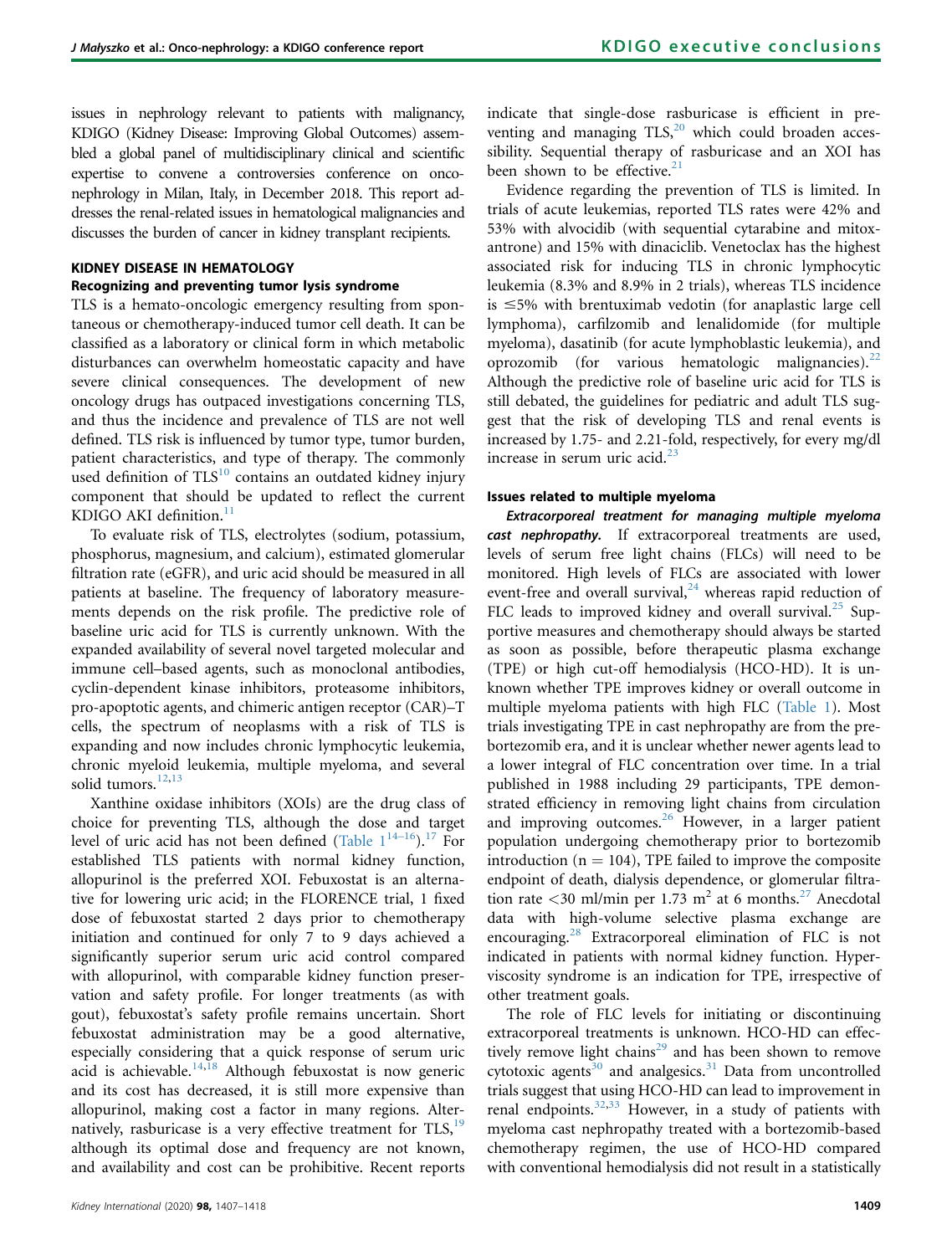issues in nephrology relevant to patients with malignancy, KDIGO (Kidney Disease: Improving Global Outcomes) assembled a global panel of multidisciplinary clinical and scientific expertise to convene a controversies conference on onconephrology in Milan, Italy, in December 2018. This report addresses the renal-related issues in hematological malignancies and discusses the burden of cancer in kidney transplant recipients.

## KIDNEY DISEASE IN HEMATOLOGY

### Recognizing and preventing tumor lysis syndrome

TLS is a hemato-oncologic emergency resulting from spontaneous or chemotherapy-induced tumor cell death. It can be classified as a laboratory or clinical form in which metabolic disturbances can overwhelm homeostatic capacity and have severe clinical consequences. The development of new oncology drugs has outpaced investigations concerning TLS, and thus the incidence and prevalence of TLS are not well defined. TLS risk is influenced by tumor type, tumor burden, patient characteristics, and type of therapy. The commonly used definition of TLS[10] contains an outdated kidney injury component that should be updated to reflect the current KDIGO AKI definition.[11]

To evaluate risk of TLS, electrolytes (sodium, potassium, phosphorus, magnesium, and calcium), estimated glomerular filtration rate (eGFR), and uric acid should be measured in all patients at baseline. The frequency of laboratory measurements depends on the risk profile. The predictive role of baseline uric acid for TLS is currently unknown. With the expanded availability of several novel targeted molecular and immune cell–based agents, such as monoclonal antibodies, cyclin-dependent kinase inhibitors, proteasome inhibitors, pro-apoptotic agents, and chimeric antigen receptor (CAR)–T cells, the spectrum of neoplasms with a risk of TLS is expanding and now includes chronic lymphocytic leukemia, chronic myeloid leukemia, multiple myeloma, and several solid tumors.[12,13]

Xanthine oxidase inhibitors (XOIs) are the drug class of choice for preventing TLS, although the dose and target level of uric acid has not been defined (Table 1[14–16]).[17] For established TLS patients with normal kidney function, allopurinol is the preferred XOI. Febuxostat is an alternative for lowering uric acid; in the FLORENCE trial, 1 fixed dose of febuxostat started 2 days prior to chemotherapy initiation and continued for only 7 to 9 days achieved a significantly superior serum uric acid control compared with allopurinol, with comparable kidney function preservation and safety profile. For longer treatments (as with gout), febuxostat's safety profile remains uncertain. Short febuxostat administration may be a good alternative, especially considering that a quick response of serum uric acid is achievable.[14,18] Although febuxostat is now generic and its cost has decreased, it is still more expensive than allopurinol, making cost a factor in many regions. Alternatively, rasburicase is a very effective treatment for TLS,[19] although its optimal dose and frequency are not known, and availability and cost can be prohibitive. Recent reports indicate that single-dose rasburicase is efficient in preventing and managing TLS,[20] which could broaden accessibility. Sequential therapy of rasburicase and an XOI has been shown to be effective.[21]

Evidence regarding the prevention of TLS is limited. In trials of acute leukemias, reported TLS rates were 42% and 53% with alvocidib (with sequential cytarabine and mitoxantrone) and 15% with dinaciclib. Venetoclax has the highest associated risk for inducing TLS in chronic lymphocytic leukemia (8.3% and 8.9% in 2 trials), whereas TLS incidence is ≤5% with brentuximab vedotin (for anaplastic large cell lymphoma), carfilzomib and lenalidomide (for multiple myeloma), dasatinib (for acute lymphoblastic leukemia), and oprozomib (for various hematologic malignancies).[22] Although the predictive role of baseline uric acid for TLS is still debated, the guidelines for pediatric and adult TLS suggest that the risk of developing TLS and renal events is increased by 1.75- and 2.21-fold, respectively, for every mg/dl increase in serum uric acid.[23]

### Issues related to multiple myeloma

***Extracorporeal treatment for managing multiple myeloma cast nephropathy.*** If extracorporeal treatments are used, levels of serum free light chains (FLCs) will need to be monitored. High levels of FLCs are associated with lower event-free and overall survival,[24] whereas rapid reduction of FLC leads to improved kidney and overall survival.[25] Supportive measures and chemotherapy should always be started as soon as possible, before therapeutic plasma exchange (TPE) or high cut-off hemodialysis (HCO-HD). It is unknown whether TPE improves kidney or overall outcome in multiple myeloma patients with high FLC (Table 1). Most trials investigating TPE in cast nephropathy are from the prebortezomib era, and it is unclear whether newer agents lead to a lower integral of FLC concentration over time. In a trial published in 1988 including 29 participants, TPE demonstrated efficiency in removing light chains from circulation and improving outcomes.[26] However, in a larger patient population undergoing chemotherapy prior to bortezomib introduction (n = 104), TPE failed to improve the composite endpoint of death, dialysis dependence, or glomerular filtration rate <30 ml/min per 1.73 m$^2$ at 6 months.[27] Anecdotal data with high-volume selective plasma exchange are encouraging.[28] Extracorporeal elimination of FLC is not indicated in patients with normal kidney function. Hyperviscosity syndrome is an indication for TPE, irrespective of other treatment goals.

The role of FLC levels for initiating or discontinuing extracorporeal treatments is unknown. HCO-HD can effectively remove light chains[29] and has been shown to remove cytotoxic agents[30] and analgesics.[31] Data from uncontrolled trials suggest that using HCO-HD can lead to improvement in renal endpoints.[32,33] However, in a study of patients with myeloma cast nephropathy treated with a bortezomib-based chemotherapy regimen, the use of HCO-HD compared with conventional hemodialysis did not result in a statistically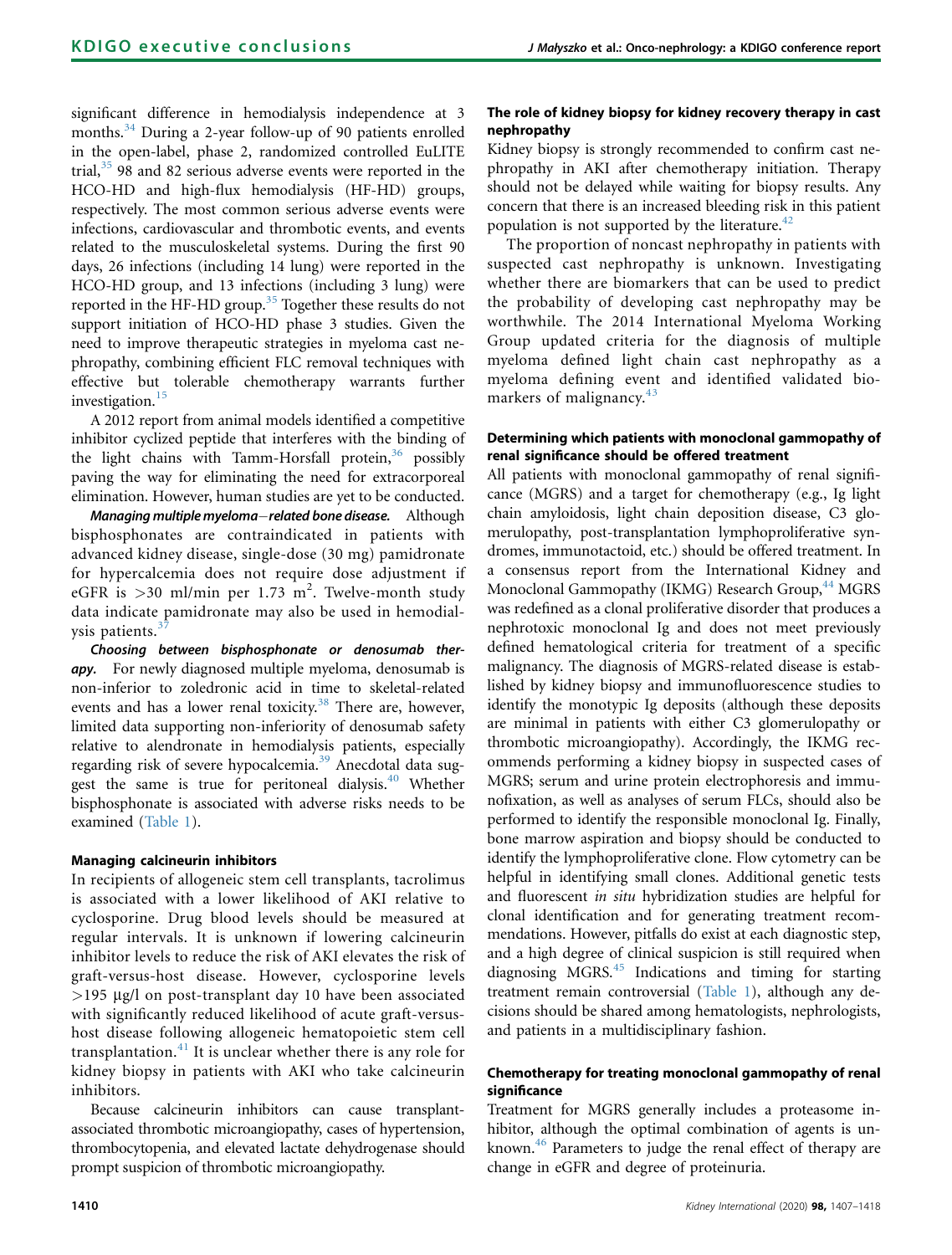significant difference in hemodialysis independence at 3 months.[34] During a 2-year follow-up of 90 patients enrolled in the open-label, phase 2, randomized controlled EuLITE trial,[35] 98 and 82 serious adverse events were reported in the HCO-HD and high-flux hemodialysis (HF-HD) groups, respectively. The most common serious adverse events were infections, cardiovascular and thrombotic events, and events related to the musculoskeletal systems. During the first 90 days, 26 infections (including 14 lung) were reported in the HCO-HD group, and 13 infections (including 3 lung) were reported in the HF-HD group.[35] Together these results do not support initiation of HCO-HD phase 3 studies. Given the need to improve therapeutic strategies in myeloma cast nephropathy, combining efficient FLC removal techniques with effective but tolerable chemotherapy warrants further investigation.[15]

A 2012 report from animal models identified a competitive inhibitor cyclized peptide that interferes with the binding of the light chains with Tamm-Horsfall protein,[36] possibly paving the way for eliminating the need for extracorporeal elimination. However, human studies are yet to be conducted.

***Managing multiple myeloma–related bone disease.*** Although bisphosphonates are contraindicated in patients with advanced kidney disease, single-dose (30 mg) pamidronate for hypercalcemia does not require dose adjustment if eGFR is >30 ml/min per 1.73 $m^2$. Twelve-month study data indicate pamidronate may also be used in hemodialysis patients.[37]

***Choosing between bisphosphonate or denosumab therapy.*** For newly diagnosed multiple myeloma, denosumab is non-inferior to zoledronic acid in time to skeletal-related events and has a lower renal toxicity.[38] There are, however, limited data supporting non-inferiority of denosumab safety relative to alendronate in hemodialysis patients, especially regarding risk of severe hypocalcemia.[39] Anecdotal data suggest the same is true for peritoneal dialysis.[40] Whether bisphosphonate is associated with adverse risks needs to be examined (Table 1).

### Managing calcineurin inhibitors

In recipients of allogeneic stem cell transplants, tacrolimus is associated with a lower likelihood of AKI relative to cyclosporine. Drug blood levels should be measured at regular intervals. It is unknown if lowering calcineurin inhibitor levels to reduce the risk of AKI elevates the risk of graft-versus-host disease. However, cyclosporine levels >195 µg/l on post-transplant day 10 have been associated with significantly reduced likelihood of acute graft-versus-host disease following allogeneic hematopoietic stem cell transplantation.[41] It is unclear whether there is any role for kidney biopsy in patients with AKI who take calcineurin inhibitors.

Because calcineurin inhibitors can cause transplant-associated thrombotic microangiopathy, cases of hypertension, thrombocytopenia, and elevated lactate dehydrogenase should prompt suspicion of thrombotic microangiopathy.

### The role of kidney biopsy for kidney recovery therapy in cast nephropathy

Kidney biopsy is strongly recommended to confirm cast nephropathy in AKI after chemotherapy initiation. Therapy should not be delayed while waiting for biopsy results. Any concern that there is an increased bleeding risk in this patient population is not supported by the literature.[42]

The proportion of noncast nephropathy in patients with suspected cast nephropathy is unknown. Investigating whether there are biomarkers that can be used to predict the probability of developing cast nephropathy may be worthwhile. The 2014 International Myeloma Working Group updated criteria for the diagnosis of multiple myeloma defined light chain cast nephropathy as a myeloma defining event and identified validated biomarkers of malignancy.[43]

### Determining which patients with monoclonal gammopathy of renal significance should be offered treatment

All patients with monoclonal gammopathy of renal significance (MGRS) and a target for chemotherapy (e.g., Ig light chain amyloidosis, light chain deposition disease, C3 glomerulopathy, post-transplantation lymphoproliferative syndromes, immunotactoid, etc.) should be offered treatment. In a consensus report from the International Kidney and Monoclonal Gammopathy (IKMG) Research Group,[44] MGRS was redefined as a clonal proliferative disorder that produces a nephrotoxic monoclonal Ig and does not meet previously defined hematological criteria for treatment of a specific malignancy. The diagnosis of MGRS-related disease is established by kidney biopsy and immunofluorescence studies to identify the monotypic Ig deposits (although these deposits are minimal in patients with either C3 glomerulopathy or thrombotic microangiopathy). Accordingly, the IKMG recommends performing a kidney biopsy in suspected cases of MGRS; serum and urine protein electrophoresis and immunofixation, as well as analyses of serum FLCs, should also be performed to identify the responsible monoclonal Ig. Finally, bone marrow aspiration and biopsy should be conducted to identify the lymphoproliferative clone. Flow cytometry can be helpful in identifying small clones. Additional genetic tests and fluorescent *in situ* hybridization studies are helpful for clonal identification and for generating treatment recommendations. However, pitfalls do exist at each diagnostic step, and a high degree of clinical suspicion is still required when diagnosing MGRS.[45] Indications and timing for starting treatment remain controversial (Table 1), although any decisions should be shared among hematologists, nephrologists, and patients in a multidisciplinary fashion.

### Chemotherapy for treating monoclonal gammopathy of renal significance

Treatment for MGRS generally includes a proteasome inhibitor, although the optimal combination of agents is unknown.[46] Parameters to judge the renal effect of therapy are change in eGFR and degree of proteinuria.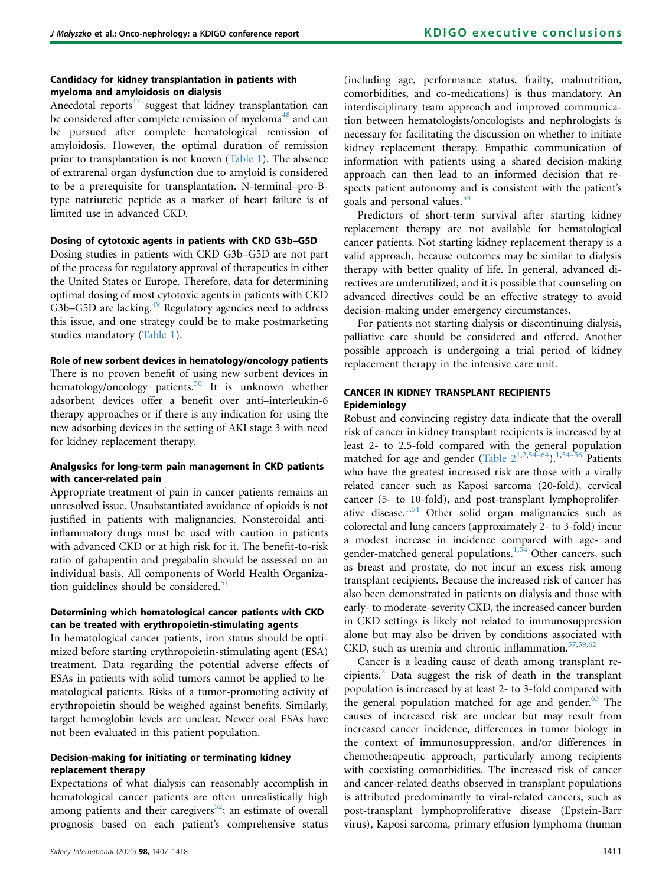### Candidacy for kidney transplantation in patients with myeloma and amyloidosis on dialysis

Anecdotal reports[47] suggest that kidney transplantation can be considered after complete remission of myeloma[48] and can be pursued after complete hematological remission of amyloidosis. However, the optimal duration of remission prior to transplantation is not known (Table 1). The absence of extrarenal organ dysfunction due to amyloid is considered to be a prerequisite for transplantation. N-terminal–pro-B-type natriuretic peptide as a marker of heart failure is of limited use in advanced CKD.

### Dosing of cytotoxic agents in patients with CKD G3b–G5D

Dosing studies in patients with CKD G3b–G5D are not part of the process for regulatory approval of therapeutics in either the United States or Europe. Therefore, data for determining optimal dosing of most cytotoxic agents in patients with CKD G3b–G5D are lacking.[49] Regulatory agencies need to address this issue, and one strategy could be to make postmarketing studies mandatory (Table 1).

### Role of new sorbent devices in hematology/oncology patients

There is no proven benefit of using new sorbent devices in hematology/oncology patients.[50] It is unknown whether adsorbent devices offer a benefit over anti–interleukin-6 therapy approaches or if there is any indication for using the new adsorbing devices in the setting of AKI stage 3 with need for kidney replacement therapy.

### Analgesics for long-term pain management in CKD patients with cancer-related pain

Appropriate treatment of pain in cancer patients remains an unresolved issue. Unsubstantiated avoidance of opioids is not justified in patients with malignancies. Nonsteroidal anti-inflammatory drugs must be used with caution in patients with advanced CKD or at high risk for it. The benefit-to-risk ratio of gabapentin and pregabalin should be assessed on an individual basis. All components of World Health Organization guidelines should be considered.[51]

### Determining which hematological cancer patients with CKD can be treated with erythropoietin-stimulating agents

In hematological cancer patients, iron status should be optimized before starting erythropoietin-stimulating agent (ESA) treatment. Data regarding the potential adverse effects of ESAs in patients with solid tumors cannot be applied to hematological patients. Risks of a tumor-promoting activity of erythropoietin should be weighed against benefits. Similarly, target hemoglobin levels are unclear. Newer oral ESAs have not been evaluated in this patient population.

### Decision-making for initiating or terminating kidney replacement therapy

Expectations of what dialysis can reasonably accomplish in hematological cancer patients are often unrealistically high among patients and their caregivers[52]; an estimate of overall prognosis based on each patient's comprehensive status (including age, performance status, frailty, malnutrition, comorbidities, and co-medications) is thus mandatory. An interdisciplinary team approach and improved communication between hematologists/oncologists and nephrologists is necessary for facilitating the discussion on whether to initiate kidney replacement therapy. Empathic communication of information with patients using a shared decision-making approach can then lead to an informed decision that respects patient autonomy and is consistent with the patient's goals and personal values.[53]

Predictors of short-term survival after starting kidney replacement therapy are not available for hematological cancer patients. Not starting kidney replacement therapy is a valid approach, because outcomes may be similar to dialysis therapy with better quality of life. In general, advanced directives are underutilized, and it is possible that counseling on advanced directives could be an effective strategy to avoid decision-making under emergency circumstances.

For patients not starting dialysis or discontinuing dialysis, palliative care should be considered and offered. Another possible approach is undergoing a trial period of kidney replacement therapy in the intensive care unit.

## CANCER IN KIDNEY TRANSPLANT RECIPIENTS

### Epidemiology

Robust and convincing registry data indicate that the overall risk of cancer in kidney transplant recipients is increased by at least 2- to 2.5-fold compared with the general population matched for age and gender (Table 2[1,2,54–64]).[1,54–56] Patients who have the greatest increased risk are those with a virally related cancer such as Kaposi sarcoma (20-fold), cervical cancer (5- to 10-fold), and post-transplant lymphoproliferative disease.[1,54] Other solid organ malignancies such as colorectal and lung cancers (approximately 2- to 3-fold) incur a modest increase in incidence compared with age- and gender-matched general populations.[1,54] Other cancers, such as breast and prostate, do not incur an excess risk among transplant recipients. Because the increased risk of cancer has also been demonstrated in patients on dialysis and those with early- to moderate-severity CKD, the increased cancer burden in CKD settings is likely not related to immunosuppression alone but may also be driven by conditions associated with CKD, such as uremia and chronic inflammation.[57,59,62]

Cancer is a leading cause of death among transplant recipients.[2] Data suggest the risk of death in the transplant population is increased by at least 2- to 3-fold compared with the general population matched for age and gender.[63] The causes of increased risk are unclear but may result from increased cancer incidence, differences in tumor biology in the context of immunosuppression, and/or differences in chemotherapeutic approach, particularly among recipients with coexisting comorbidities. The increased risk of cancer and cancer-related deaths observed in transplant populations is attributed predominantly to viral-related cancers, such as post-transplant lymphoproliferative disease (Epstein-Barr virus), Kaposi sarcoma, primary effusion lymphoma (human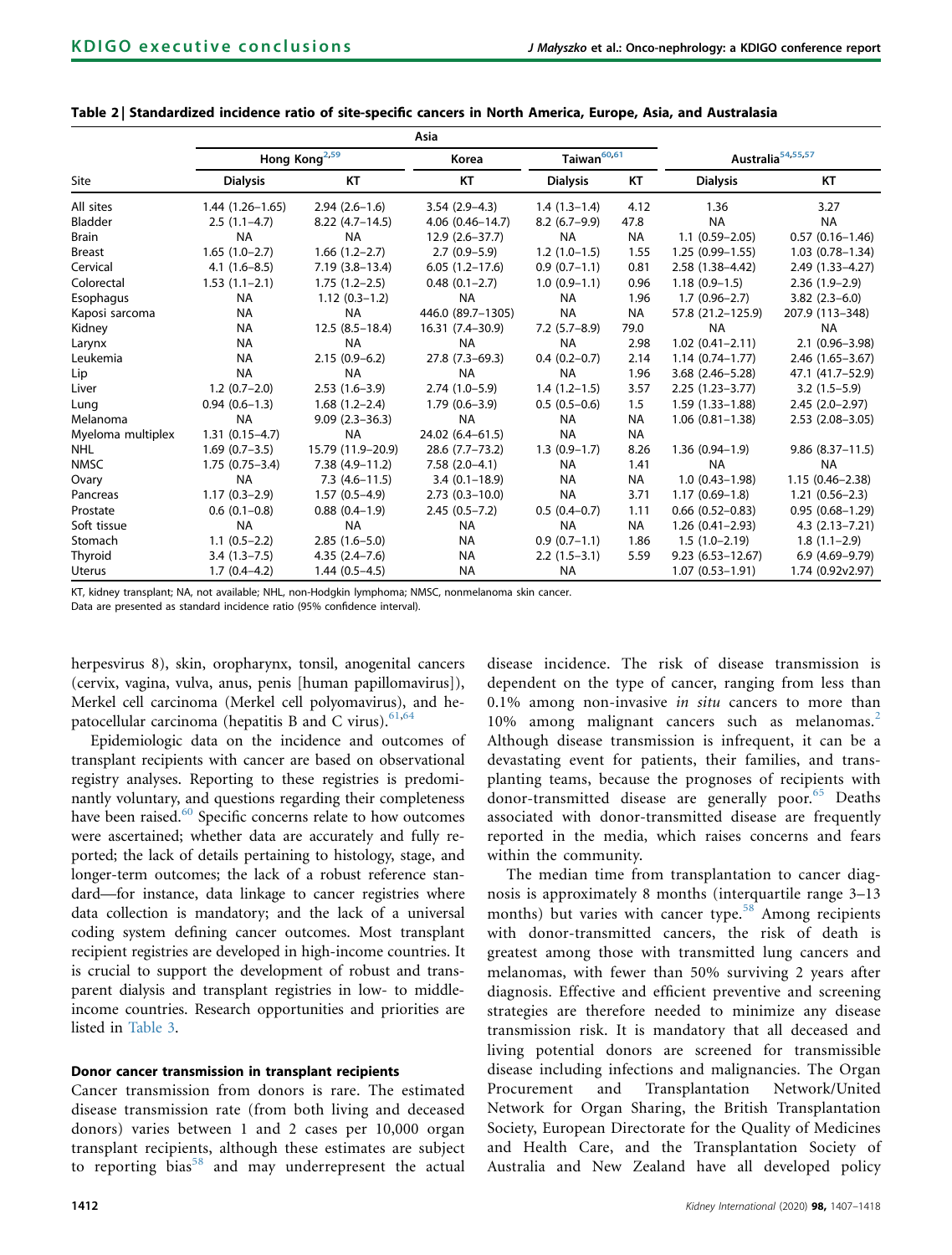**Table 2 | Standardized incidence ratio of site-specific cancers in North America, Europe, Asia, and Australasia**

| | Asia | | | | | | |
|---|---|---|---|---|---|---|---|
| | Hong Kong[2,59] | | Korea | Taiwan[60,61] | | Australia[54,55,57] | |
| Site | Dialysis | KT | KT | Dialysis | KT | Dialysis | KT |
| All sites | 1.44 (1.26–1.65) | 2.94 (2.6–1.6) | 3.54 (2.9–4.3) | 1.4 (1.3–1.4) | 4.12 | 1.36 | 3.27 |
| Bladder | 2.5 (1.1–4.7) | 8.22 (4.7–14.5) | 4.06 (0.46–14.7) | 8.2 (6.7–9.9) | 47.8 | NA | NA |
| Brain | NA | NA | 12.9 (2.6–37.7) | NA | NA | 1.1 (0.59–2.05) | 0.57 (0.16–1.46) |
| Breast | 1.65 (1.0–2.7) | 1.66 (1.2–2.7) | 2.7 (0.9–5.9) | 1.2 (1.0–1.5) | 1.55 | 1.25 (0.99–1.55) | 1.03 (0.78–1.34) |
| Cervical | 4.1 (1.6–8.5) | 7.19 (3.8–13.4) | 6.05 (1.2–17.6) | 0.9 (0.7–1.1) | 0.81 | 2.58 (1.38–4.42) | 2.49 (1.33–4.27) |
| Colorectal | 1.53 (1.1–2.1) | 1.75 (1.2–2.5) | 0.48 (0.1–2.7) | 1.0 (0.9–1.1) | 0.96 | 1.18 (0.9–1.5) | 2.36 (1.9–2.9) |
| Esophagus | NA | 1.12 (0.3–1.2) | NA | NA | 1.96 | 1.7 (0.96–2.7) | 3.82 (2.3–6.0) |
| Kaposi sarcoma | NA | NA | 446.0 (89.7–1305) | NA | NA | 57.8 (21.2–125.9) | 207.9 (113–348) |
| Kidney | NA | 12.5 (8.5–18.4) | 16.31 (7.4–30.9) | 7.2 (5.7–8.9) | 79.0 | NA | NA |
| Larynx | NA | NA | NA | NA | 2.98 | 1.02 (0.41–2.11) | 2.1 (0.96–3.98) |
| Leukemia | NA | 2.15 (0.9–6.2) | 27.8 (7.3–69.3) | 0.4 (0.2–0.7) | 2.14 | 1.14 (0.74–1.77) | 2.46 (1.65–3.67) |
| Lip | NA | NA | NA | NA | 1.96 | 3.68 (2.46–5.28) | 47.1 (41.7–52.9) |
| Liver | 1.2 (0.7–2.0) | 2.53 (1.6–3.9) | 2.74 (1.0–5.9) | 1.4 (1.2–1.5) | 3.57 | 2.25 (1.23–3.77) | 3.2 (1.5–5.9) |
| Lung | 0.94 (0.6–1.3) | 1.68 (1.2–2.4) | 1.79 (0.6–3.9) | 0.5 (0.5–0.6) | 1.5 | 1.59 (1.33–1.88) | 2.45 (2.0–2.97) |
| Melanoma | NA | 9.09 (2.3–36.3) | NA | NA | NA | 1.06 (0.81–1.38) | 2.53 (2.08–3.05) |
| Myeloma multiplex | 1.31 (0.15–4.7) | NA | 24.02 (6.4–61.5) | NA | NA | | |
| NHL | 1.69 (0.7–3.5) | 15.79 (11.9–20.9) | 28.6 (7.7–73.2) | 1.3 (0.9–1.7) | 8.26 | 1.36 (0.94–1.9) | 9.86 (8.37–11.5) |
| NMSC | 1.75 (0.75–3.4) | 7.38 (4.9–11.2) | 7.58 (2.0–4.1) | NA | 1.41 | NA | NA |
| Ovary | NA | 7.3 (4.6–11.5) | 3.4 (0.1–18.9) | NA | NA | 1.0 (0.43–1.98) | 1.15 (0.46–2.38) |
| Pancreas | 1.17 (0.3–2.9) | 1.57 (0.5–4.9) | 2.73 (0.3–10.0) | NA | 3.71 | 1.17 (0.69–1.8) | 1.21 (0.56–2.3) |
| Prostate | 0.6 (0.1–0.8) | 0.88 (0.4–1.9) | 2.45 (0.5–7.2) | 0.5 (0.4–0.7) | 1.11 | 0.66 (0.52–0.83) | 0.95 (0.68–1.29) |
| Soft tissue | NA | NA | NA | NA | NA | 1.26 (0.41–2.93) | 4.3 (2.13–7.21) |
| Stomach | 1.1 (0.5–2.2) | 2.85 (1.6–5.0) | NA | 0.9 (0.7–1.1) | 1.86 | 1.5 (1.0–2.19) | 1.8 (1.1–2.9) |
| Thyroid | 3.4 (1.3–7.5) | 4.35 (2.4–7.6) | NA | 2.2 (1.5–3.1) | 5.59 | 9.23 (6.53–12.67) | 6.9 (4.69–9.79) |
| Uterus | 1.7 (0.4–4.2) | 1.44 (0.5–4.5) | NA | NA | | 1.07 (0.53–1.91) | 1.74 (0.92v2.97) |

KT, kidney transplant; NA, not available; NHL, non-Hodgkin lymphoma; NMSC, nonmelanoma skin cancer.
Data are presented as standard incidence ratio (95% confidence interval).

herpesvirus 8), skin, oropharynx, tonsil, anogenital cancers (cervix, vagina, vulva, anus, penis [human papillomavirus]), Merkel cell carcinoma (Merkel cell polyomavirus), and hepatocellular carcinoma (hepatitis B and C virus).[61,64]

Epidemiologic data on the incidence and outcomes of transplant recipients with cancer are based on observational registry analyses. Reporting to these registries is predominantly voluntary, and questions regarding their completeness have been raised.[60] Specific concerns relate to how outcomes were ascertained; whether data are accurately and fully reported; the lack of details pertaining to histology, stage, and longer-term outcomes; the lack of a robust reference standard—for instance, data linkage to cancer registries where data collection is mandatory; and the lack of a universal coding system defining cancer outcomes. Most transplant recipient registries are developed in high-income countries. It is crucial to support the development of robust and transparent dialysis and transplant registries in low- to middle-income countries. Research opportunities and priorities are listed in Table 3.

#### Donor cancer transmission in transplant recipients

Cancer transmission from donors is rare. The estimated disease transmission rate (from both living and deceased donors) varies between 1 and 2 cases per 10,000 organ transplant recipients, although these estimates are subject to reporting bias[58] and may underrepresent the actual disease incidence. The risk of disease transmission is dependent on the type of cancer, ranging from less than 0.1% among non-invasive *in situ* cancers to more than 10% among malignant cancers such as melanomas.[2] Although disease transmission is infrequent, it can be a devastating event for patients, their families, and transplanting teams, because the prognoses of recipients with donor-transmitted disease are generally poor.[65] Deaths associated with donor-transmitted disease are frequently reported in the media, which raises concerns and fears within the community.

The median time from transplantation to cancer diagnosis is approximately 8 months (interquartile range 3–13 months) but varies with cancer type.[58] Among recipients with donor-transmitted cancers, the risk of death is greatest among those with transmitted lung cancers and melanomas, with fewer than 50% surviving 2 years after diagnosis. Effective and efficient preventive and screening strategies are therefore needed to minimize any disease transmission risk. It is mandatory that all deceased and living potential donors are screened for transmissible disease including infections and malignancies. The Organ Procurement and Transplantation Network/United Network for Organ Sharing, the British Transplantation Society, European Directorate for the Quality of Medicines and Health Care, and the Transplantation Society of Australia and New Zealand have all developed policy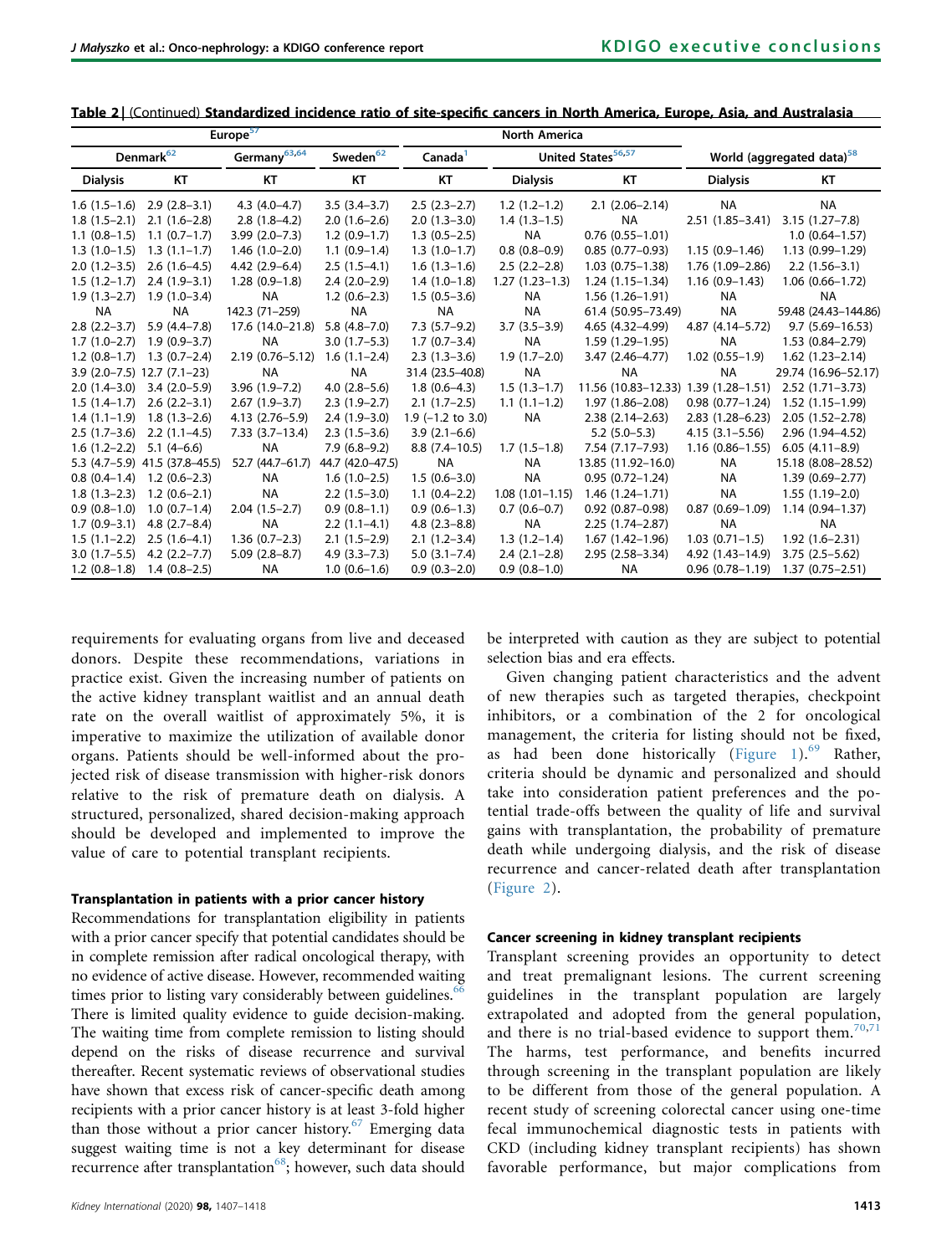**Table 2 | (Continued) Standardized incidence ratio of site-specific cancers in North America, Europe, Asia, and Australasia**

| Europe[57] | | | | North America | | | | |
|---|---|---|---|---|---|---|---|---|
| Denmark[62] | | Germany[63,64] | Sweden[62] | Canada[1] | United States[56,57] | | World (aggregated data)[58] | |
| Dialysis | KT | KT | KT | KT | Dialysis | KT | Dialysis | KT |
| 1.6 (1.5–1.6) | 2.9 (2.8–3.1) | 4.3 (4.0–4.7) | 3.5 (3.4–3.7) | 2.5 (2.3–2.7) | 1.2 (1.2–1.2) | 2.1 (2.06–2.14) | NA | NA |
| 1.8 (1.5–2.1) | 2.1 (1.6–2.8) | 2.8 (1.8–4.2) | 2.0 (1.6–2.6) | 2.0 (1.3–3.0) | 1.4 (1.3–1.5) | NA | 2.51 (1.85–3.41) | 3.15 (1.27–7.8) |
| 1.1 (0.8–1.5) | 1.1 (0.7–1.7) | 3.99 (2.0–7.3) | 1.2 (0.9–1.7) | 1.3 (0.5–2.5) | NA | 0.76 (0.55–1.01) | | 1.0 (0.64–1.57) |
| 1.3 (1.0–1.5) | 1.3 (1.1–1.7) | 1.46 (1.0–2.0) | 1.1 (0.9–1.4) | 1.3 (1.0–1.7) | 0.8 (0.8–0.9) | 0.85 (0.77–0.93) | 1.15 (0.9–1.46) | 1.13 (0.99–1.29) |
| 2.0 (1.2–3.5) | 2.6 (1.6–4.5) | 4.42 (2.9–6.4) | 2.5 (1.5–4.1) | 1.6 (1.3–1.6) | 2.5 (2.2–2.8) | 1.03 (0.75–1.38) | 1.76 (1.09–2.86) | 2.2 (1.56–3.1) |
| 1.5 (1.2–1.7) | 2.4 (1.9–3.1) | 1.28 (0.9–1.8) | 2.4 (2.0–2.9) | 1.4 (1.0–1.8) | 1.27 (1.23–1.3) | 1.24 (1.15–1.34) | 1.16 (0.9–1.43) | 1.06 (0.66–1.72) |
| 1.9 (1.3–2.7) | 1.9 (1.0–3.4) | NA | 1.2 (0.6–2.3) | 1.5 (0.5–3.6) | NA | 1.56 (1.26–1.91) | NA | NA |
| NA | NA | 142.3 (71–259) | NA | NA | NA | 61.4 (50.95–73.49) | NA | 59.48 (24.43–144.86) |
| 2.8 (2.2–3.7) | 5.9 (4.4–7.8) | 17.6 (14.0–21.8) | 5.8 (4.8–7.0) | 7.3 (5.7–9.2) | 3.7 (3.5–3.9) | 4.65 (4.32–4.99) | 4.87 (4.14–5.72) | 9.7 (5.69–16.53) |
| 1.7 (1.0–2.7) | 1.9 (0.9–3.7) | NA | 3.0 (1.7–5.3) | 1.7 (0.7–3.4) | NA | 1.59 (1.29–1.95) | NA | 1.53 (0.84–2.79) |
| 1.2 (0.8–1.7) | 1.3 (0.7–2.4) | 2.19 (0.76–5.12) | 1.6 (1.1–2.4) | 2.3 (1.3–3.6) | 1.9 (1.7–2.0) | 3.47 (2.46–4.77) | 1.02 (0.55–1.9) | 1.62 (1.23–2.14) |
| 3.9 (2.0–7.5) | 12.7 (7.1–23) | NA | NA | 31.4 (23.5–40.8) | NA | NA | NA | 29.74 (16.96–52.17) |
| 2.0 (1.4–3.0) | 3.4 (2.0–5.9) | 3.96 (1.9–7.2) | 4.0 (2.8–5.6) | 1.8 (0.6–4.3) | 1.5 (1.3–1.7) | 11.56 (10.83–12.33) | 1.39 (1.28–1.51) | 2.52 (1.71–3.73) |
| 1.5 (1.4–1.7) | 2.6 (2.2–3.1) | 2.67 (1.9–3.7) | 2.3 (1.9–2.7) | 2.1 (1.7–2.5) | 1.1 (1.1–1.2) | 1.97 (1.86–2.08) | 0.98 (0.77–1.24) | 1.52 (1.15–1.99) |
| 1.4 (1.1–1.9) | 1.8 (1.3–2.6) | 4.13 (2.76–5.9) | 2.4 (1.9–3.0) | 1.9 (−1.2 to 3.0) | NA | 2.38 (2.14–2.63) | 2.83 (1.28–6.23) | 2.05 (1.52–2.78) |
| 2.5 (1.7–3.6) | 2.2 (1.1–4.5) | 7.33 (3.7–13.4) | 2.3 (1.5–3.6) | 3.9 (2.1–6.6) | | 5.2 (5.0–5.3) | 4.15 (3.1–5.56) | 2.96 (1.94–4.52) |
| 1.6 (1.2–2.2) | 5.1 (4–6.6) | NA | 7.9 (6.8–9.2) | 8.8 (7.4–10.5) | 1.7 (1.5–1.8) | 7.54 (7.17–7.93) | 1.16 (0.86–1.55) | 6.05 (4.11–8.9) |
| 5.3 (4.7–5.9) | 41.5 (37.8–45.5) | 52.7 (44.7–61.7) | 44.7 (42.0–47.5) | NA | NA | 13.85 (11.92–16.0) | NA | 15.18 (8.08–28.52) |
| 0.8 (0.4–1.4) | 1.2 (0.6–2.3) | NA | 1.6 (1.0–2.5) | 1.5 (0.6–3.0) | NA | 0.95 (0.72–1.24) | NA | 1.39 (0.69–2.77) |
| 1.8 (1.3–2.3) | 1.2 (0.6–2.1) | NA | 2.2 (1.5–3.0) | 1.1 (0.4–2.2) | 1.08 (1.01–1.15) | 1.46 (1.24–1.71) | NA | 1.55 (1.19–2.0) |
| 0.9 (0.8–1.0) | 1.0 (0.7–1.4) | 2.04 (1.5–2.7) | 0.9 (0.8–1.1) | 0.9 (0.6–1.3) | 0.7 (0.6–0.7) | 0.92 (0.87–0.98) | 0.87 (0.69–1.09) | 1.14 (0.94–1.37) |
| 1.7 (0.9–3.1) | 4.8 (2.7–8.4) | NA | 2.2 (1.1–4.1) | 4.8 (2.3–8.8) | NA | 2.25 (1.74–2.87) | NA | NA |
| 1.5 (1.1–2.2) | 2.5 (1.6–4.1) | 1.36 (0.7–2.3) | 2.1 (1.5–2.9) | 2.1 (1.2–3.4) | 1.3 (1.2–1.4) | 1.67 (1.42–1.96) | 1.03 (0.71–1.5) | 1.92 (1.6–2.31) |
| 3.0 (1.7–5.5) | 4.2 (2.2–7.7) | 5.09 (2.8–8.7) | 4.9 (3.3–7.3) | 5.0 (3.1–7.4) | 2.4 (2.1–2.8) | 2.95 (2.58–3.34) | 4.92 (1.43–14.9) | 3.75 (2.5–5.62) |
| 1.2 (0.8–1.8) | 1.4 (0.8–2.5) | NA | 1.0 (0.6–1.6) | 0.9 (0.3–2.0) | 0.9 (0.8–1.0) | NA | 0.96 (0.78–1.19) | 1.37 (0.75–2.51) |

requirements for evaluating organs from live and deceased donors. Despite these recommendations, variations in practice exist. Given the increasing number of patients on the active kidney transplant waitlist and an annual death rate on the overall waitlist of approximately 5%, it is imperative to maximize the utilization of available donor organs. Patients should be well-informed about the projected risk of disease transmission with higher-risk donors relative to the risk of premature death on dialysis. A structured, personalized, shared decision-making approach should be developed and implemented to improve the value of care to potential transplant recipients.

#### Transplantation in patients with a prior cancer history

Recommendations for transplantation eligibility in patients with a prior cancer specify that potential candidates should be in complete remission after radical oncological therapy, with no evidence of active disease. However, recommended waiting times prior to listing vary considerably between guidelines.[66] There is limited quality evidence to guide decision-making. The waiting time from complete remission to listing should depend on the risks of disease recurrence and survival thereafter. Recent systematic reviews of observational studies have shown that excess risk of cancer-specific death among recipients with a prior cancer history is at least 3-fold higher than those without a prior cancer history.[67] Emerging data suggest waiting time is not a key determinant for disease recurrence after transplantation[68]; however, such data should be interpreted with caution as they are subject to potential selection bias and era effects.

Given changing patient characteristics and the advent of new therapies such as targeted therapies, checkpoint inhibitors, or a combination of the 2 for oncological management, the criteria for listing should not be fixed, as had been done historically (Figure 1).[69] Rather, criteria should be dynamic and personalized and should take into consideration patient preferences and the potential trade-offs between the quality of life and survival gains with transplantation, the probability of premature death while undergoing dialysis, and the risk of disease recurrence and cancer-related death after transplantation (Figure 2).

#### Cancer screening in kidney transplant recipients

Transplant screening provides an opportunity to detect and treat premalignant lesions. The current screening guidelines in the transplant population are largely extrapolated and adopted from the general population, and there is no trial-based evidence to support them.[70,71] The harms, test performance, and benefits incurred through screening in the transplant population are likely to be different from those of the general population. A recent study of screening colorectal cancer using one-time fecal immunochemical diagnostic tests in patients with CKD (including kidney transplant recipients) has shown favorable performance, but major complications from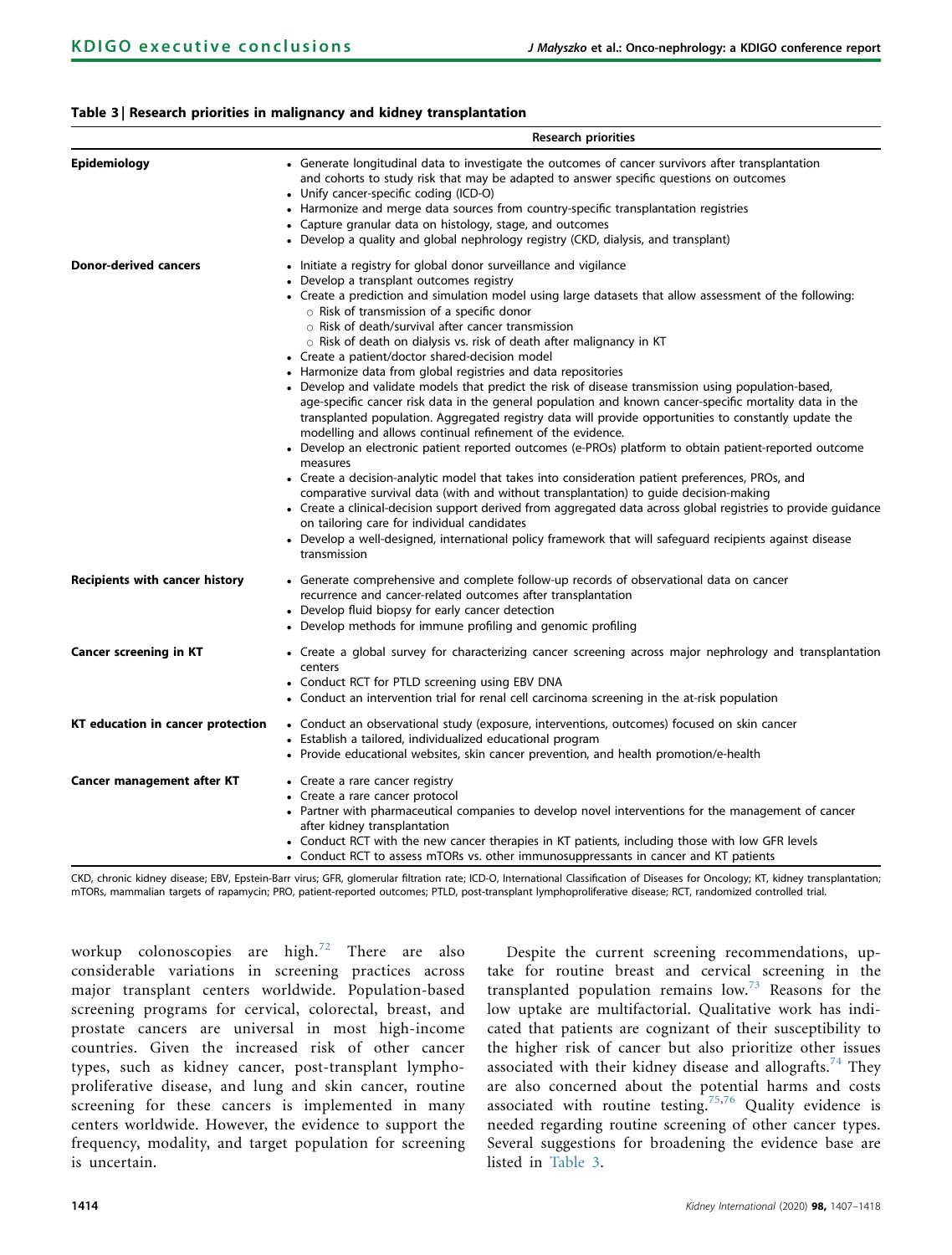**Table 3 | Research priorities in malignancy and kidney transplantation**

| | Research priorities |
|---|---|
| **Epidemiology** | • Generate longitudinal data to investigate the outcomes of cancer survivors after transplantation and cohorts to study risk that may be adapted to answer specific questions on outcomes<br>• Unify cancer-specific coding (ICD-O)<br>• Harmonize and merge data sources from country-specific transplantation registries<br>• Capture granular data on histology, stage, and outcomes<br>• Develop a quality and global nephrology registry (CKD, dialysis, and transplant) |
| **Donor-derived cancers** | • Initiate a registry for global donor surveillance and vigilance<br>• Develop a transplant outcomes registry<br>• Create a prediction and simulation model using large datasets that allow assessment of the following:<br>○ Risk of transmission of a specific donor<br>○ Risk of death/survival after cancer transmission<br>○ Risk of death on dialysis vs. risk of death after malignancy in KT<br>• Create a patient/doctor shared-decision model<br>• Harmonize data from global registries and data repositories<br>• Develop and validate models that predict the risk of disease transmission using population-based, age-specific cancer risk data in the general population and known cancer-specific mortality data in the transplanted population. Aggregated registry data will provide opportunities to constantly update the modelling and allows continual refinement of the evidence.<br>• Develop an electronic patient reported outcomes (e-PROs) platform to obtain patient-reported outcome measures<br>• Create a decision-analytic model that takes into consideration patient preferences, PROs, and comparative survival data (with and without transplantation) to guide decision-making<br>• Create a clinical-decision support derived from aggregated data across global registries to provide guidance on tailoring care for individual candidates<br>• Develop a well-designed, international policy framework that will safeguard recipients against disease transmission |
| **Recipients with cancer history** | • Generate comprehensive and complete follow-up records of observational data on cancer recurrence and cancer-related outcomes after transplantation<br>• Develop fluid biopsy for early cancer detection<br>• Develop methods for immune profiling and genomic profiling |
| **Cancer screening in KT** | • Create a global survey for characterizing cancer screening across major nephrology and transplantation centers<br>• Conduct RCT for PTLD screening using EBV DNA<br>• Conduct an intervention trial for renal cell carcinoma screening in the at-risk population |
| **KT education in cancer protection** | • Conduct an observational study (exposure, interventions, outcomes) focused on skin cancer<br>• Establish a tailored, individualized educational program<br>• Provide educational websites, skin cancer prevention, and health promotion/e-health |
| **Cancer management after KT** | • Create a rare cancer registry<br>• Create a rare cancer protocol<br>• Partner with pharmaceutical companies to develop novel interventions for the management of cancer after kidney transplantation<br>• Conduct RCT with the new cancer therapies in KT patients, including those with low GFR levels<br>• Conduct RCT to assess mTORs vs. other immunosuppressants in cancer and KT patients |

CKD, chronic kidney disease; EBV, Epstein-Barr virus; GFR, glomerular filtration rate; ICD-O, International Classification of Diseases for Oncology; KT, kidney transplantation; mTORs, mammalian targets of rapamycin; PRO, patient-reported outcomes; PTLD, post-transplant lymphoproliferative disease; RCT, randomized controlled trial.

workup colonoscopies are high.[72] There are also considerable variations in screening practices across major transplant centers worldwide. Population-based screening programs for cervical, colorectal, breast, and prostate cancers are universal in most high-income countries. Given the increased risk of other cancer types, such as kidney cancer, post-transplant lymphoproliferative disease, and lung and skin cancer, routine screening for these cancers is implemented in many centers worldwide. However, the evidence to support the frequency, modality, and target population for screening is uncertain.

Despite the current screening recommendations, uptake for routine breast and cervical screening in the transplanted population remains low.[73] Reasons for the low uptake are multifactorial. Qualitative work has indicated that patients are cognizant of their susceptibility to the higher risk of cancer but also prioritize other issues associated with their kidney disease and allografts.[74] They are also concerned about the potential harms and costs associated with routine testing.[75,76] Quality evidence is needed regarding routine screening of other cancer types. Several suggestions for broadening the evidence base are listed in Table 3.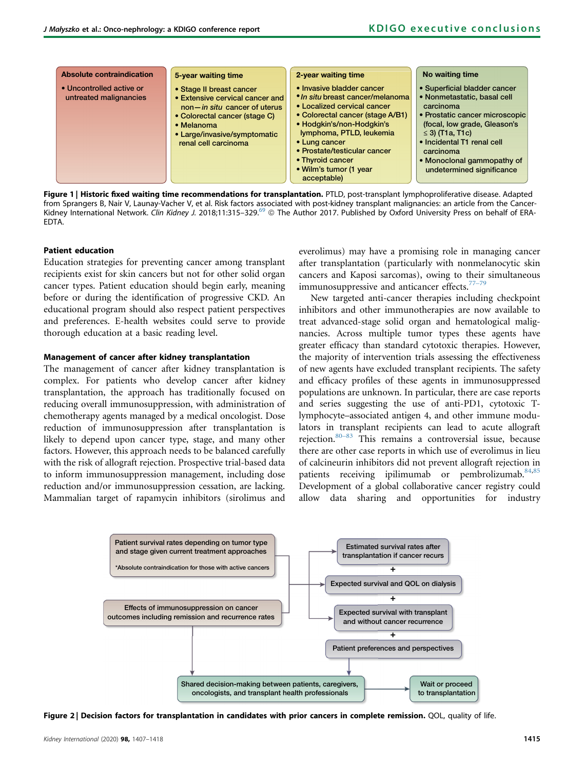| Absolute contraindication | 5-year waiting time | 2-year waiting time | No waiting time |
|---|---|---|---|
| • Uncontrolled active or untreated malignancies | • Stage II breast cancer<br>• Extensive cervical cancer and non—*in situ* cancer of uterus<br>• Colorectal cancer (stage C)<br>• Melanoma<br>• Large/invasive/symptomatic renal cell carcinoma | • Invasive bladder cancer<br>• *In situ* breast cancer/melanoma<br>• Localized cervical cancer<br>• Colorectal cancer (stage A/B1)<br>• Hodgkin's/non-Hodgkin's lymphoma, PTLD, leukemia<br>• Lung cancer<br>• Prostate/testicular cancer<br>• Thyroid cancer<br>• Wilm's tumor (1 year acceptable) | • Superficial bladder cancer<br>• Nonmetastatic, basal cell carcinoma<br>• Prostatic cancer microscopic (focal, low grade, Gleason's ≤ 3) (T1a, T1c)<br>• Incidental T1 renal cell carcinoma<br>• Monoclonal gammopathy of undetermined significance |

**Figure 1 | Historic fixed waiting time recommendations for transplantation.** PTLD, post-transplant lymphoproliferative disease. Adapted from Sprangers B, Nair V, Launay-Vacher V, et al. Risk factors associated with post-kidney transplant malignancies: an article from the Cancer-Kidney International Network. *Clin Kidney J.* 2018;11:315–329.[69] © The Author 2017. Published by Oxford University Press on behalf of ERA-EDTA.

#### Patient education

Education strategies for preventing cancer among transplant recipients exist for skin cancers but not for other solid organ cancer types. Patient education should begin early, meaning before or during the identification of progressive CKD. An educational program should also respect patient perspectives and preferences. E-health websites could serve to provide thorough education at a basic reading level.

#### Management of cancer after kidney transplantation

The management of cancer after kidney transplantation is complex. For patients who develop cancer after kidney transplantation, the approach has traditionally focused on reducing overall immunosuppression, with administration of chemotherapy agents managed by a medical oncologist. Dose reduction of immunosuppression after transplantation is likely to depend upon cancer type, stage, and many other factors. However, this approach needs to be balanced carefully with the risk of allograft rejection. Prospective trial-based data to inform immunosuppression management, including dose reduction and/or immunosuppression cessation, are lacking. Mammalian target of rapamycin inhibitors (sirolimus and everolimus) may have a promising role in managing cancer after transplantation (particularly with nonmelanocytic skin cancers and Kaposi sarcomas), owing to their simultaneous immunosuppressive and anticancer effects.[77–79]

New targeted anti-cancer therapies including checkpoint inhibitors and other immunotherapies are now available to treat advanced-stage solid organ and hematological malignancies. Across multiple tumor types these agents have greater efficacy than standard cytotoxic therapies. However, the majority of intervention trials assessing the effectiveness of new agents have excluded transplant recipients. The safety and efficacy profiles of these agents in immunosuppressed populations are unknown. In particular, there are case reports and series suggesting the use of anti-PD1, cytotoxic T-lymphocyte–associated antigen 4, and other immune modulators in transplant recipients can lead to acute allograft rejection.[80–83] This remains a controversial issue, because there are other case reports in which use of everolimus in lieu of calcineurin inhibitors did not prevent allograft rejection in patients receiving ipilimumab or pembrolizumab.[84,85] Development of a global collaborative cancer registry could allow data sharing and opportunities for industry

Patient survival rates depending on tumor type and stage given current treatment approaches

*Absolute contraindication for those with active cancers

Effects of immunosuppression on cancer outcomes including remission and recurrence rates

Estimated survival rates after transplantation if cancer recurs

\+

Expected survival and QOL on dialysis

\+

Expected survival with transplant and without cancer recurrence

\+

Patient preferences and perspectives

Shared decision-making between patients, caregivers, oncologists, and transplant health professionals

Wait or proceed to transplantation

**Figure 2 | Decision factors for transplantation in candidates with prior cancers in complete remission.** QOL, quality of life.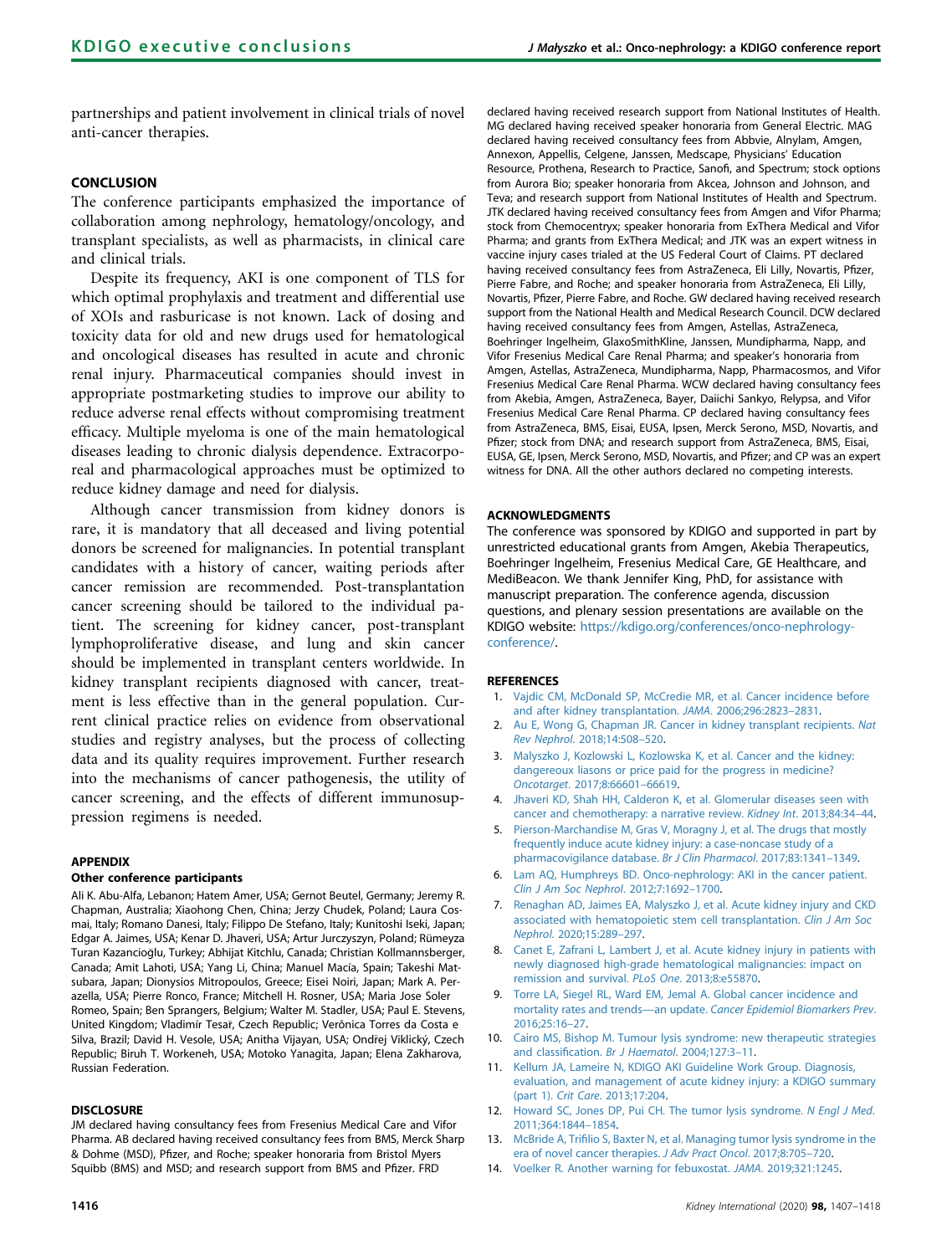partnerships and patient involvement in clinical trials of novel anti-cancer therapies.

## CONCLUSION

The conference participants emphasized the importance of collaboration among nephrology, hematology/oncology, and transplant specialists, as well as pharmacists, in clinical care and clinical trials.

Despite its frequency, AKI is one component of TLS for which optimal prophylaxis and treatment and differential use of XOIs and rasburicase is not known. Lack of dosing and toxicity data for old and new drugs used for hematological and oncological diseases has resulted in acute and chronic renal injury. Pharmaceutical companies should invest in appropriate postmarketing studies to improve our ability to reduce adverse renal effects without compromising treatment efficacy. Multiple myeloma is one of the main hematological diseases leading to chronic dialysis dependence. Extracorporeal and pharmacological approaches must be optimized to reduce kidney damage and need for dialysis.

Although cancer transmission from kidney donors is rare, it is mandatory that all deceased and living potential donors be screened for malignancies. In potential transplant candidates with a history of cancer, waiting periods after cancer remission are recommended. Post-transplantation cancer screening should be tailored to the individual patient. The screening for kidney cancer, post-transplant lymphoproliferative disease, and lung and skin cancer should be implemented in transplant centers worldwide. In kidney transplant recipients diagnosed with cancer, treatment is less effective than in the general population. Current clinical practice relies on evidence from observational studies and registry analyses, but the process of collecting data and its quality requires improvement. Further research into the mechanisms of cancer pathogenesis, the utility of cancer screening, and the effects of different immunosuppression regimens is needed.

## APPENDIX

### Other conference participants

Ali K. Abu-Alfa, Lebanon; Hatem Amer, USA; Gernot Beutel, Germany; Jeremy R. Chapman, Australia; Xiaohong Chen, China; Jerzy Chudek, Poland; Laura Cosmai, Italy; Romano Danesi, Italy; Filippo De Stefano, Italy; Kunitoshi Iseki, Japan; Edgar A. Jaimes, USA; Kenar D. Jhaveri, USA; Artur Jurczyszyn, Poland; Rümeyza Turan Kazancioğlu, Turkey; Abhijat Kitchlu, Canada; Christian Kollmannsberger, Canada; Amit Lahoti, USA; Yang Li, China; Manuel Macía, Spain; Takeshi Matsubara, Japan; Dionysios Mitropoulos, Greece; Eisei Noiri, Japan; Mark A. Perazella, USA; Pierre Ronco, France; Mitchell H. Rosner, USA; Maria Jose Soler Romeo, Spain; Ben Sprangers, Belgium; Walter M. Stadler, USA; Paul E. Stevens, United Kingdom; Vladimír Tesař, Czech Republic; Verônica Torres da Costa e Silva, Brazil; David H. Vesole, USA; Anitha Vijayan, USA; Ondřej Viklický, Czech Republic; Biruh T. Workeneh, USA; Motoko Yanagita, Japan; Elena Zakharova, Russian Federation.

## DISCLOSURE

JM declared having consultancy fees from Fresenius Medical Care and Vifor Pharma. AB declared having received consultancy fees from BMS, Merck Sharp & Dohme (MSD), Pfizer, and Roche; speaker honoraria from Bristol Myers Squibb (BMS) and MSD; and research support from BMS and Pfizer. FRD declared having received research support from National Institutes of Health. MG declared having received speaker honoraria from General Electric. MAG declared having received consultancy fees from Abbvie, Alnylam, Amgen, Annexon, Appellis, Celgene, Janssen, Medscape, Physicians' Education Resource, Prothena, Research to Practice, Sanofi, and Spectrum; stock options from Aurora Bio; speaker honoraria from Akcea, Johnson and Johnson, and Teva; and research support from National Institutes of Health and Spectrum. JTK declared having received consultancy fees from Amgen and Vifor Pharma; stock from Chemocentryx; speaker honoraria from ExThera Medical and Vifor Pharma; and grants from ExThera Medical; and JTK was an expert witness in vaccine injury cases trialed at the US Federal Court of Claims. PT declared having received consultancy fees from AstraZeneca, Eli Lilly, Novartis, Pfizer, Pierre Fabre, and Roche; and speaker honoraria from AstraZeneca, Eli Lilly, Novartis, Pfizer, Pierre Fabre, and Roche. GW declared having received research support from the National Health and Medical Research Council. DCW declared having received consultancy fees from Amgen, Astellas, AstraZeneca, Boehringer Ingelheim, GlaxoSmithKline, Janssen, Mundipharma, Napp, and Vifor Fresenius Medical Care Renal Pharma; and speaker's honoraria from Amgen, Astellas, AstraZeneca, Mundipharma, Napp, Pharmacosmos, and Vifor Fresenius Medical Care Renal Pharma. WCW declared having consultancy fees from Akebia, Amgen, AstraZeneca, Bayer, Daiichi Sankyo, Relypsa, and Vifor Fresenius Medical Care Renal Pharma. CP declared having consultancy fees from AstraZeneca, BMS, Eisai, EUSA, Ipsen, Merck Serono, MSD, Novartis, and Pfizer; stock from DNA; and research support from AstraZeneca, BMS, Eisai, EUSA, GE, Ipsen, Merck Serono, MSD, Novartis, and Pfizer; and CP was an expert witness for DNA. All the other authors declared no competing interests.

## ACKNOWLEDGMENTS

The conference was sponsored by KDIGO and supported in part by unrestricted educational grants from Amgen, Akebia Therapeutics, Boehringer Ingelheim, Fresenius Medical Care, GE Healthcare, and MediBeacon. We thank Jennifer King, PhD, for assistance with manuscript preparation. The conference agenda, discussion questions, and plenary session presentations are available on the KDIGO website: https://kdigo.org/conferences/onco-nephrology-conference/.

## REFERENCES

1. Vajdic CM, McDonald SP, McCredie MR, et al. Cancer incidence before and after kidney transplantation. *JAMA*. 2006;296:2823–2831.
2. Au E, Wong G, Chapman JR. Cancer in kidney transplant recipients. *Nat Rev Nephrol*. 2018;14:508–520.
3. Malyszko J, Kozlowski L, Kozlowska K, et al. Cancer and the kidney: dangereoux liasons or price paid for the progress in medicine? *Oncotarget*. 2017;8:66601–66619.
4. Jhaveri KD, Shah HH, Calderon K, et al. Glomerular diseases seen with cancer and chemotherapy: a narrative review. *Kidney Int*. 2013;84:34–44.
5. Pierson-Marchandise M, Gras V, Moragny J, et al. The drugs that mostly frequently induce acute kidney injury: a case-noncase study of a pharmacovigilance database. *Br J Clin Pharmacol*. 2017;83:1341–1349.
6. Lam AQ, Humphreys BD. Onco-nephrology: AKI in the cancer patient. *Clin J Am Soc Nephrol*. 2012;7:1692–1700.
7. Renaghan AD, Jaimes EA, Malyszko J, et al. Acute kidney injury and CKD associated with hematopoietic stem cell transplantation. *Clin J Am Soc Nephrol*. 2020;15:289–297.
8. Canet E, Zafrani L, Lambert J, et al. Acute kidney injury in patients with newly diagnosed high-grade hematological malignancies: impact on remission and survival. *PLoS One*. 2013;8:e55870.
9. Torre LA, Siegel RL, Ward EM, Jemal A. Global cancer incidence and mortality rates and trends—an update. *Cancer Epidemiol Biomarkers Prev*. 2016;25:16–27.
10. Cairo MS, Bishop M. Tumour lysis syndrome: new therapeutic strategies and classification. *Br J Haematol*. 2004;127:3–11.
11. Kellum JA, Lameire N, KDIGO AKI Guideline Work Group. Diagnosis, evaluation, and management of acute kidney injury: a KDIGO summary (part 1). *Crit Care*. 2013;17:204.
12. Howard SC, Jones DP, Pui CH. The tumor lysis syndrome. *N Engl J Med*. 2011;364:1844–1854.
13. McBride A, Trifilio S, Baxter N, et al. Managing tumor lysis syndrome in the era of novel cancer therapies. *J Adv Pract Oncol*. 2017;8:705–720.
14. Voelker R. Another warning for febuxostat. *JAMA*. 2019;321:1245.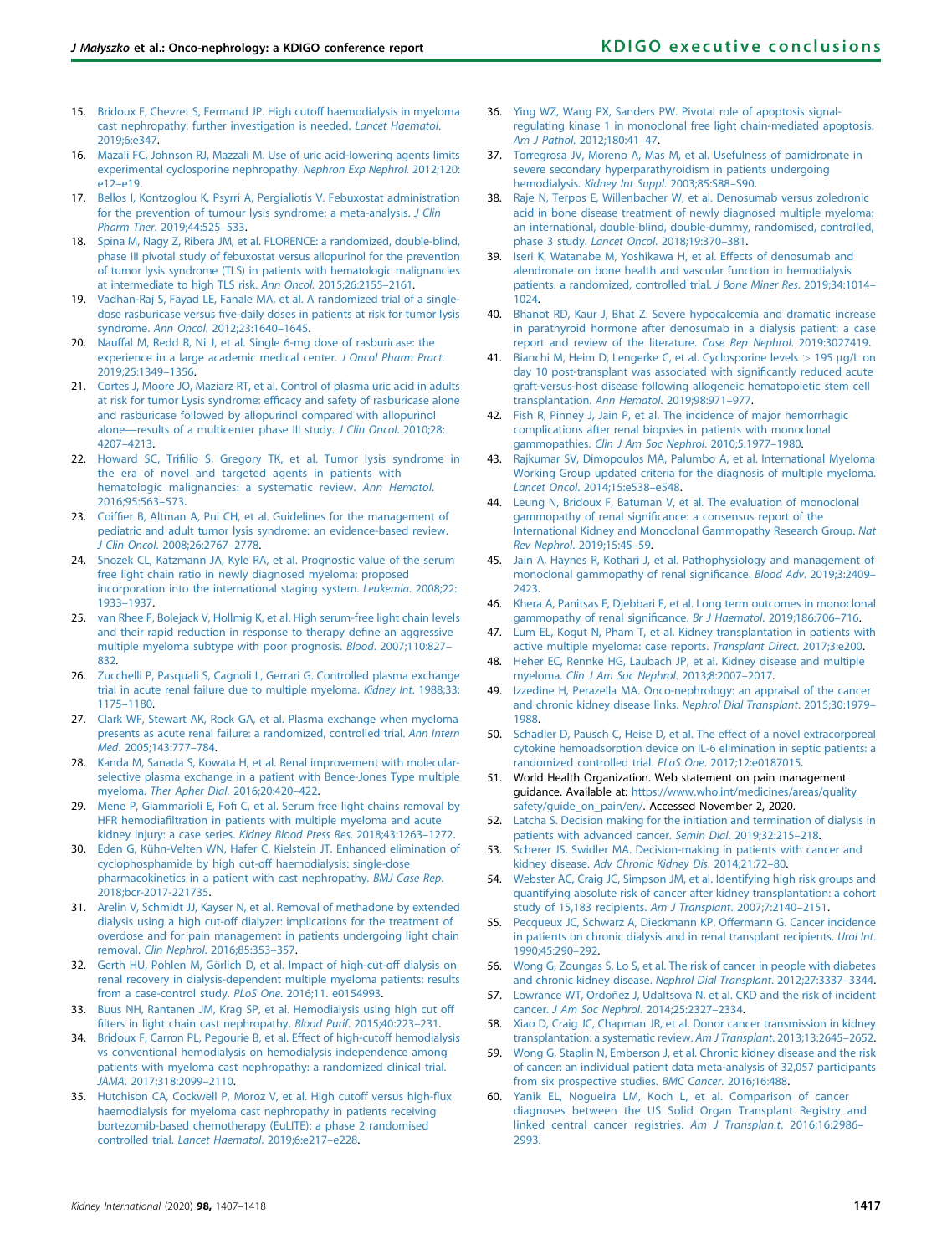15. Bridoux F, Chevret S, Fermand JP. High cutoff haemodialysis in myeloma cast nephropathy: further investigation is needed. *Lancet Haematol*. 2019;6:e347.
16. Mazali FC, Johnson RJ, Mazzali M. Use of uric acid-lowering agents limits experimental cyclosporine nephropathy. *Nephron Exp Nephrol*. 2012;120: e12–e19.
17. Bellos I, Kontzoglou K, Psyrri A, Pergialiotis V. Febuxostat administration for the prevention of tumour lysis syndrome: a meta-analysis. *J Clin Pharm Ther*. 2019;44:525–533.
18. Spina M, Nagy Z, Ribera JM, et al. FLORENCE: a randomized, double-blind, phase III pivotal study of febuxostat versus allopurinol for the prevention of tumor lysis syndrome (TLS) in patients with hematologic malignancies at intermediate to high TLS risk. *Ann Oncol*. 2015;26:2155–2161.
19. Vadhan-Raj S, Fayad LE, Fanale MA, et al. A randomized trial of a single-dose rasburicase versus five-daily doses in patients at risk for tumor lysis syndrome. *Ann Oncol*. 2012;23:1640–1645.
20. Nauffal M, Redd R, Ni J, et al. Single 6-mg dose of rasburicase: the experience in a large academic medical center. *J Oncol Pharm Pract*. 2019;25:1349–1356.
21. Cortes J, Moore JO, Maziarz RT, et al. Control of plasma uric acid in adults at risk for tumor Lysis syndrome: efficacy and safety of rasburicase alone and rasburicase followed by allopurinol compared with allopurinol alone—results of a multicenter phase III study. *J Clin Oncol*. 2010;28: 4207–4213.
22. Howard SC, Trifilio S, Gregory TK, et al. Tumor lysis syndrome in the era of novel and targeted agents in patients with hematologic malignancies: a systematic review. *Ann Hematol*. 2016;95:563–573.
23. Coiffier B, Altman A, Pui CH, et al. Guidelines for the management of pediatric and adult tumor lysis syndrome: an evidence-based review. *J Clin Oncol*. 2008;26:2767–2778.
24. Snozek CL, Katzmann JA, Kyle RA, et al. Prognostic value of the serum free light chain ratio in newly diagnosed myeloma: proposed incorporation into the international staging system. *Leukemia*. 2008;22: 1933–1937.
25. van Rhee F, Bolejack V, Hollmig K, et al. High serum-free light chain levels and their rapid reduction in response to therapy define an aggressive multiple myeloma subtype with poor prognosis. *Blood*. 2007;110:827–832.
26. Zucchelli P, Pasquali S, Cagnoli L, Gerrari G. Controlled plasma exchange trial in acute renal failure due to multiple myeloma. *Kidney Int*. 1988;33: 1175–1180.
27. Clark WF, Stewart AK, Rock GA, et al. Plasma exchange when myeloma presents as acute renal failure: a randomized, controlled trial. *Ann Intern Med*. 2005;143:777–784.
28. Kanda M, Sanada S, Kowata H, et al. Renal improvement with molecular-selective plasma exchange in a patient with Bence-Jones Type multiple myeloma. *Ther Apher Dial*. 2016;20:420–422.
29. Mene P, Giammarioli E, Fofi C, et al. Serum free light chains removal by HFR hemodiafiltration in patients with multiple myeloma and acute kidney injury: a case series. *Kidney Blood Press Res*. 2018;43:1263–1272.
30. Eden G, Kühn-Velten WN, Hafer C, Kielstein JT. Enhanced elimination of cyclophosphamide by high cut-off haemodialysis: single-dose pharmacokinetics in a patient with cast nephropathy. *BMJ Case Rep*. 2018;bcr-2017-221735.
31. Arelin V, Schmidt JJ, Kayser N, et al. Removal of methadone by extended dialysis using a high cut-off dialyzer: implications for the treatment of overdose and for pain management in patients undergoing light chain removal. *Clin Nephrol*. 2016;85:353–357.
32. Gerth HU, Pohlen M, Görlich D, et al. Impact of high-cut-off dialysis on renal recovery in dialysis-dependent multiple myeloma patients: results from a case-control study. *PLoS One*. 2016;11. e0154993.
33. Buus NH, Rantanen JM, Krag SP, et al. Hemodialysis using high cut off filters in light chain cast nephropathy. *Blood Purif*. 2015;40:223–231.
34. Bridoux F, Carron PL, Pegourie B, et al. Effect of high-cutoff hemodialysis vs conventional hemodialysis on hemodialysis independence among patients with myeloma cast nephropathy: a randomized clinical trial. *JAMA*. 2017;318:2099–2110.
35. Hutchison CA, Cockwell P, Moroz V, et al. High cutoff versus high-flux haemodialysis for myeloma cast nephropathy in patients receiving bortezomib-based chemotherapy (EuLITE): a phase 2 randomised controlled trial. *Lancet Haematol*. 2019;6:e217–e228.
36. Ying WZ, Wang PX, Sanders PW. Pivotal role of apoptosis signal-regulating kinase 1 in monoclonal free light chain-mediated apoptosis. *Am J Pathol*. 2012;180:41–47.
37. Torregrosa JV, Moreno A, Mas M, et al. Usefulness of pamidronate in severe secondary hyperparathyroidism in patients undergoing hemodialysis. *Kidney Int Suppl*. 2003;85:S88–S90.
38. Raje N, Terpos E, Willenbacher W, et al. Denosumab versus zoledronic acid in bone disease treatment of newly diagnosed multiple myeloma: an international, double-blind, double-dummy, randomised, controlled, phase 3 study. *Lancet Oncol*. 2018;19:370–381.
39. Iseri K, Watanabe M, Yoshikawa H, et al. Effects of denosumab and alendronate on bone health and vascular function in hemodialysis patients: a randomized, controlled trial. *J Bone Miner Res*. 2019;34:1014–1024.
40. Bhanot RD, Kaur J, Bhat Z. Severe hypocalcemia and dramatic increase in parathyroid hormone after denosumab in a dialysis patient: a case report and review of the literature. *Case Rep Nephrol*. 2019:3027419.
41. Bianchi M, Heim D, Lengerke C, et al. Cyclosporine levels > 195 μg/L on day 10 post-transplant was associated with significantly reduced acute graft-versus-host disease following allogeneic hematopoietic stem cell transplantation. *Ann Hematol*. 2019;98:971–977.
42. Fish R, Pinney J, Jain P, et al. The incidence of major hemorrhagic complications after renal biopsies in patients with monoclonal gammopathies. *Clin J Am Soc Nephrol*. 2010;5:1977–1980.
43. Rajkumar SV, Dimopoulos MA, Palumbo A, et al. International Myeloma Working Group updated criteria for the diagnosis of multiple myeloma. *Lancet Oncol*. 2014;15:e538–e548.
44. Leung N, Bridoux F, Batuman V, et al. The evaluation of monoclonal gammopathy of renal significance: a consensus report of the International Kidney and Monoclonal Gammopathy Research Group. *Nat Rev Nephrol*. 2019;15:45–59.
45. Jain A, Haynes R, Kothari J, et al. Pathophysiology and management of monoclonal gammopathy of renal significance. *Blood Adv*. 2019;3:2409–2423.
46. Khera A, Panitsas F, Djebbari F, et al. Long term outcomes in monoclonal gammopathy of renal significance. *Br J Haematol*. 2019;186:706–716.
47. Lum EL, Kogut N, Pham T, et al. Kidney transplantation in patients with active multiple myeloma: case reports. *Transplant Direct*. 2017;3:e200.
48. Heher EC, Rennke HG, Laubach JP, et al. Kidney disease and multiple myeloma. *Clin J Am Soc Nephrol*. 2013;8:2007–2017.
49. Izzedine H, Perazella MA. Onco-nephrology: an appraisal of the cancer and chronic kidney disease links. *Nephrol Dial Transplant*. 2015;30:1979–1988.
50. Schadler D, Pausch C, Heise D, et al. The effect of a novel extracorporeal cytokine hemoadsorption device on IL-6 elimination in septic patients: a randomized controlled trial. *PLoS One*. 2017;12:e0187015.
51. World Health Organization. Web statement on pain management guidance. Available at: https://www.who.int/medicines/areas/quality_safety/guide_on_pain/en/. Accessed November 2, 2020.
52. Latcha S. Decision making for the initiation and termination of dialysis in patients with advanced cancer. *Semin Dial*. 2019;32:215–218.
53. Scherer JS, Swidler MA. Decision-making in patients with cancer and kidney disease. *Adv Chronic Kidney Dis*. 2014;21:72–80.
54. Webster AC, Craig JC, Simpson JM, et al. Identifying high risk groups and quantifying absolute risk of cancer after kidney transplantation: a cohort study of 15,183 recipients. *Am J Transplant*. 2007;7:2140–2151.
55. Pecqueux JC, Schwarz A, Dieckmann KP, Offermann G. Cancer incidence in patients on chronic dialysis and in renal transplant recipients. *Urol Int*. 1990;45:290–292.
56. Wong G, Zoungas S, Lo S, et al. The risk of cancer in people with diabetes and chronic kidney disease. *Nephrol Dial Transplant*. 2012;27:3337–3344.
57. Lowrance WT, Ordoñez J, Udaltsova N, et al. CKD and the risk of incident cancer. *J Am Soc Nephrol*. 2014;25:2327–2334.
58. Xiao D, Craig JC, Chapman JR, et al. Donor cancer transmission in kidney transplantation: a systematic review. *Am J Transplant*. 2013;13:2645–2652.
59. Wong G, Staplin N, Emberson J, et al. Chronic kidney disease and the risk of cancer: an individual patient data meta-analysis of 32,057 participants from six prospective studies. *BMC Cancer*. 2016;16:488.
60. Yanik EL, Nogueira LM, Koch L, et al. Comparison of cancer diagnoses between the US Solid Organ Transplant Registry and linked central cancer registries. *Am J Transplan.t*. 2016;16:2986–2993.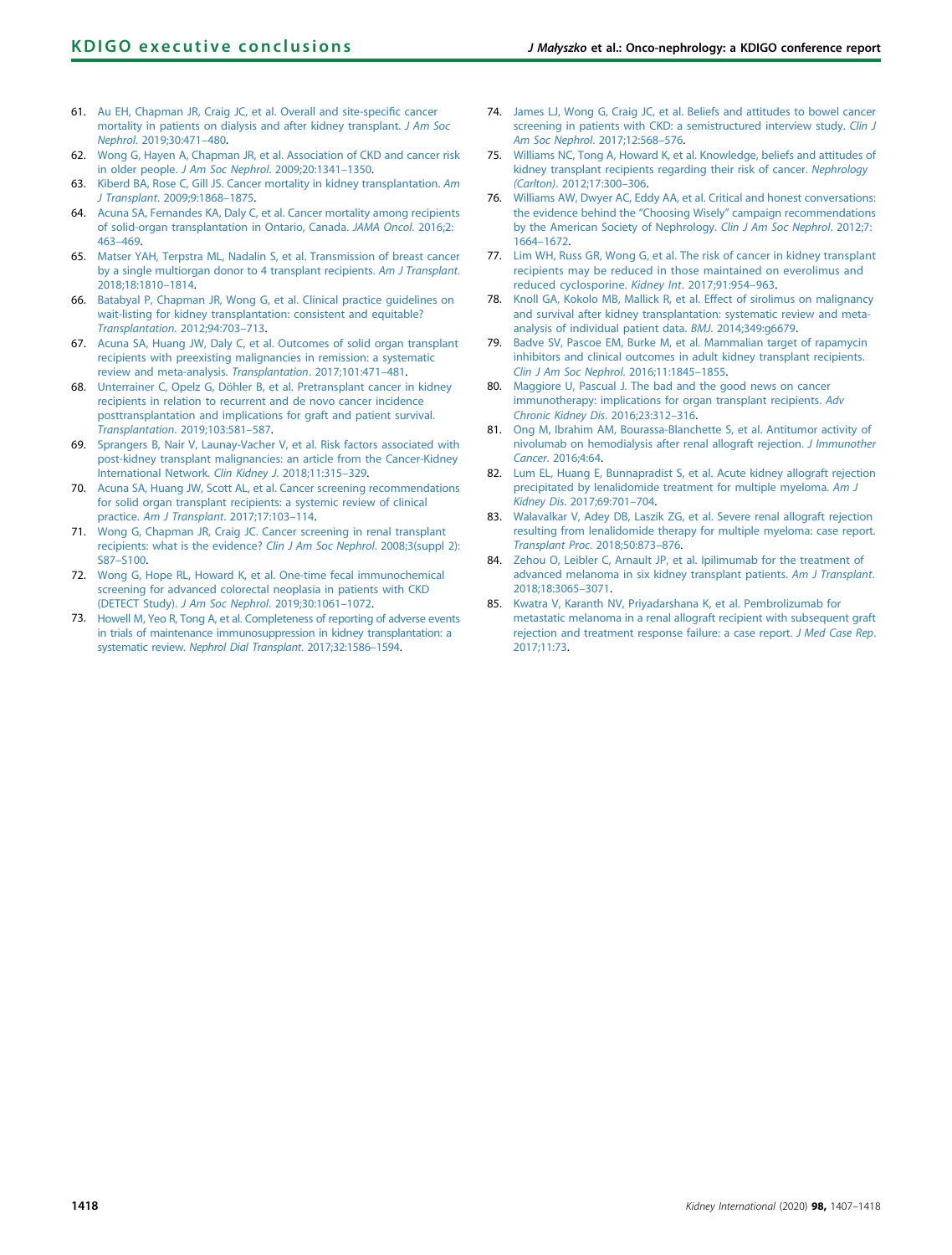61. Au EH, Chapman JR, Craig JC, et al. Overall and site-specific cancer mortality in patients on dialysis and after kidney transplant. *J Am Soc Nephrol*. 2019;30:471–480.
62. Wong G, Hayen A, Chapman JR, et al. Association of CKD and cancer risk in older people. *J Am Soc Nephrol*. 2009;20:1341–1350.
63. Kiberd BA, Rose C, Gill JS. Cancer mortality in kidney transplantation. *Am J Transplant*. 2009;9:1868–1875.
64. Acuna SA, Fernandes KA, Daly C, et al. Cancer mortality among recipients of solid-organ transplantation in Ontario, Canada. *JAMA Oncol*. 2016;2:463–469.
65. Matser YAH, Terpstra ML, Nadalin S, et al. Transmission of breast cancer by a single multiorgan donor to 4 transplant recipients. *Am J Transplant*. 2018;18:1810–1814.
66. Batabyal P, Chapman JR, Wong G, et al. Clinical practice guidelines on wait-listing for kidney transplantation: consistent and equitable? *Transplantation*. 2012;94:703–713.
67. Acuna SA, Huang JW, Daly C, et al. Outcomes of solid organ transplant recipients with preexisting malignancies in remission: a systematic review and meta-analysis. *Transplantation*. 2017;101:471–481.
68. Unterrainer C, Opelz G, Döhler B, et al. Pretransplant cancer in kidney recipients in relation to recurrent and de novo cancer incidence posttransplantation and implications for graft and patient survival. *Transplantation*. 2019;103:581–587.
69. Sprangers B, Nair V, Launay-Vacher V, et al. Risk factors associated with post-kidney transplant malignancies: an article from the Cancer-Kidney International Network. *Clin Kidney J*. 2018;11:315–329.
70. Acuna SA, Huang JW, Scott AL, et al. Cancer screening recommendations for solid organ transplant recipients: a systematic review of clinical practice. *Am J Transplant*. 2017;17:103–114.
71. Wong G, Chapman JR, Craig JC. Cancer screening in renal transplant recipients: what is the evidence? *Clin J Am Soc Nephrol*. 2008;3(suppl 2):S87–S100.
72. Wong G, Hope RL, Howard K, et al. One-time fecal immunochemical screening for advanced colorectal neoplasia in patients with CKD (DETECT Study). *J Am Soc Nephrol*. 2019;30:1061–1072.
73. Howell M, Yeo R, Tong A, et al. Completeness of reporting of adverse events in trials of maintenance immunosuppression in kidney transplantation: a systematic review. *Nephrol Dial Transplant*. 2017;32:1586–1594.
74. James LJ, Wong G, Craig JC, et al. Beliefs and attitudes to bowel cancer screening in patients with CKD: a semistructured interview study. *Clin J Am Soc Nephrol*. 2017;12:568–576.
75. Williams NC, Tong A, Howard K, et al. Knowledge, beliefs and attitudes of kidney transplant recipients regarding their risk of cancer. *Nephrology (Carlton)*. 2012;17:300–306.
76. Williams AW, Dwyer AC, Eddy AA, et al. Critical and honest conversations: the evidence behind the "Choosing Wisely" campaign recommendations by the American Society of Nephrology. *Clin J Am Soc Nephrol*. 2012;7:1664–1672.
77. Lim WH, Russ GR, Wong G, et al. The risk of cancer in kidney transplant recipients may be reduced in those maintained on everolimus and reduced cyclosporine. *Kidney Int*. 2017;91:954–963.
78. Knoll GA, Kokolo MB, Mallick R, et al. Effect of sirolimus on malignancy and survival after kidney transplantation: systematic review and meta-analysis of individual patient data. *BMJ*. 2014;349:g6679.
79. Badve SV, Pascoe EM, Burke M, et al. Mammalian target of rapamycin inhibitors and clinical outcomes in adult kidney transplant recipients. *Clin J Am Soc Nephrol*. 2016;11:1845–1855.
80. Maggiore U, Pascual J. The bad and the good news on cancer immunotherapy: implications for organ transplant recipients. *Adv Chronic Kidney Dis*. 2016;23:312–316.
81. Ong M, Ibrahim AM, Bourassa-Blanchette S, et al. Antitumor activity of nivolumab on hemodialysis after renal allograft rejection. *J Immunother Cancer*. 2016;4:64.
82. Lum EL, Huang E, Bunnapradist S, et al. Acute kidney allograft rejection precipitated by lenalidomide treatment for multiple myeloma. *Am J Kidney Dis*. 2017;69:701–704.
83. Walavalkar V, Adey DB, Laszik ZG, et al. Severe renal allograft rejection resulting from lenalidomide therapy for multiple myeloma: case report. *Transplant Proc*. 2018;50:873–876.
84. Zehou O, Leibler C, Arnault JP, et al. Ipilimumab for the treatment of advanced melanoma in six kidney transplant patients. *Am J Transplant*. 2018;18:3065–3071.
85. Kwatra V, Karanth NV, Priyadarshana K, et al. Pembrolizumab for metastatic melanoma in a renal allograft recipient with subsequent graft rejection and treatment response failure: a case report. *J Med Case Rep*. 2017;11:73.